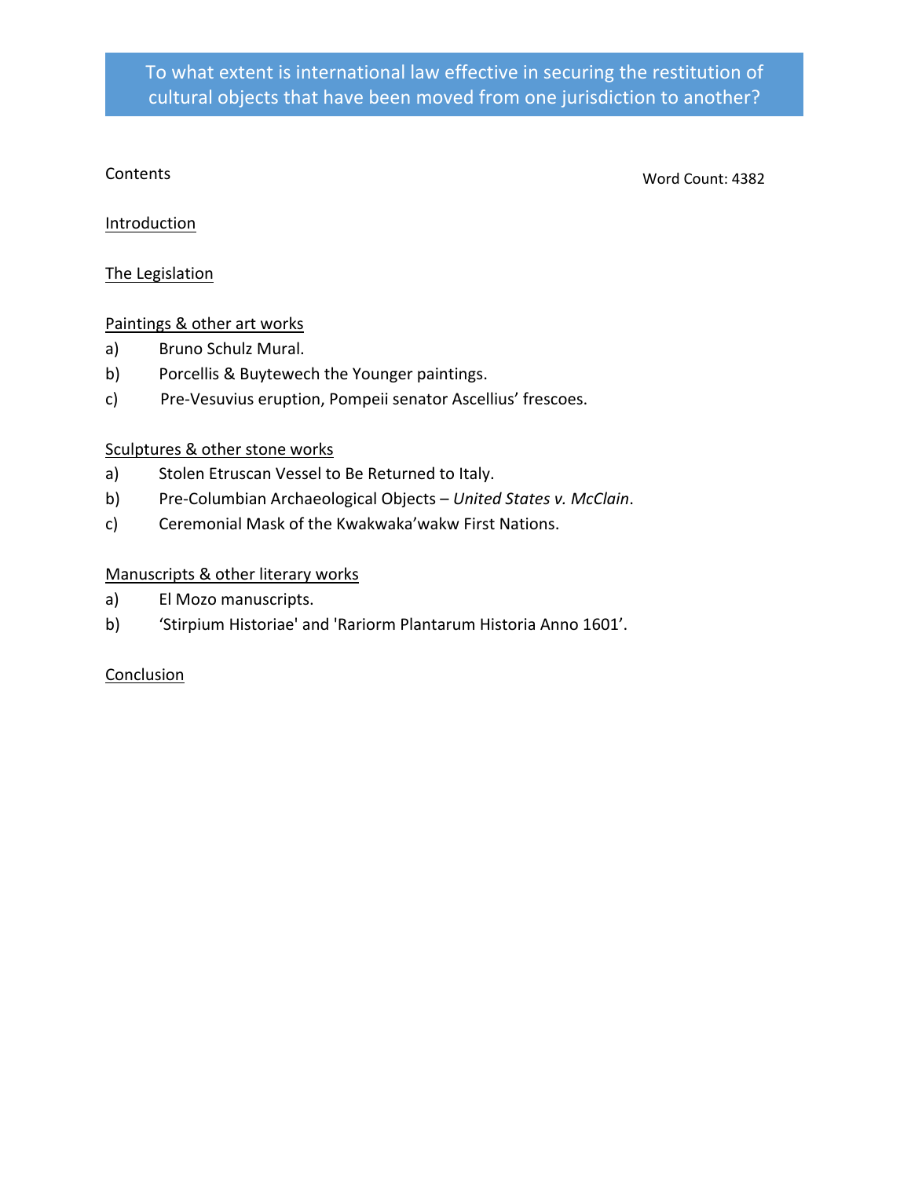# To what extent is international law effective in securing the restitution of cultural objects that have been moved from one jurisdiction to another?

Contents

Word Count: 4382

Introduction

The Legislation

Paintings & other art works

a) Bruno Schulz Mural.
b) Porcellis & Buytewech the Younger paintings.
c) Pre-Vesuvius eruption, Pompeii senator Ascellius' frescoes.

Sculptures & other stone works

a) Stolen Etruscan Vessel to Be Returned to Italy.
b) Pre-Columbian Archaeological Objects – *United States v. McClain*.
c) Ceremonial Mask of the Kwakwaka'wakw First Nations.

Manuscripts & other literary works

a) El Mozo manuscripts.
b) 'Stirpium Historiae' and 'Rariorm Plantarum Historia Anno 1601'.

Conclusion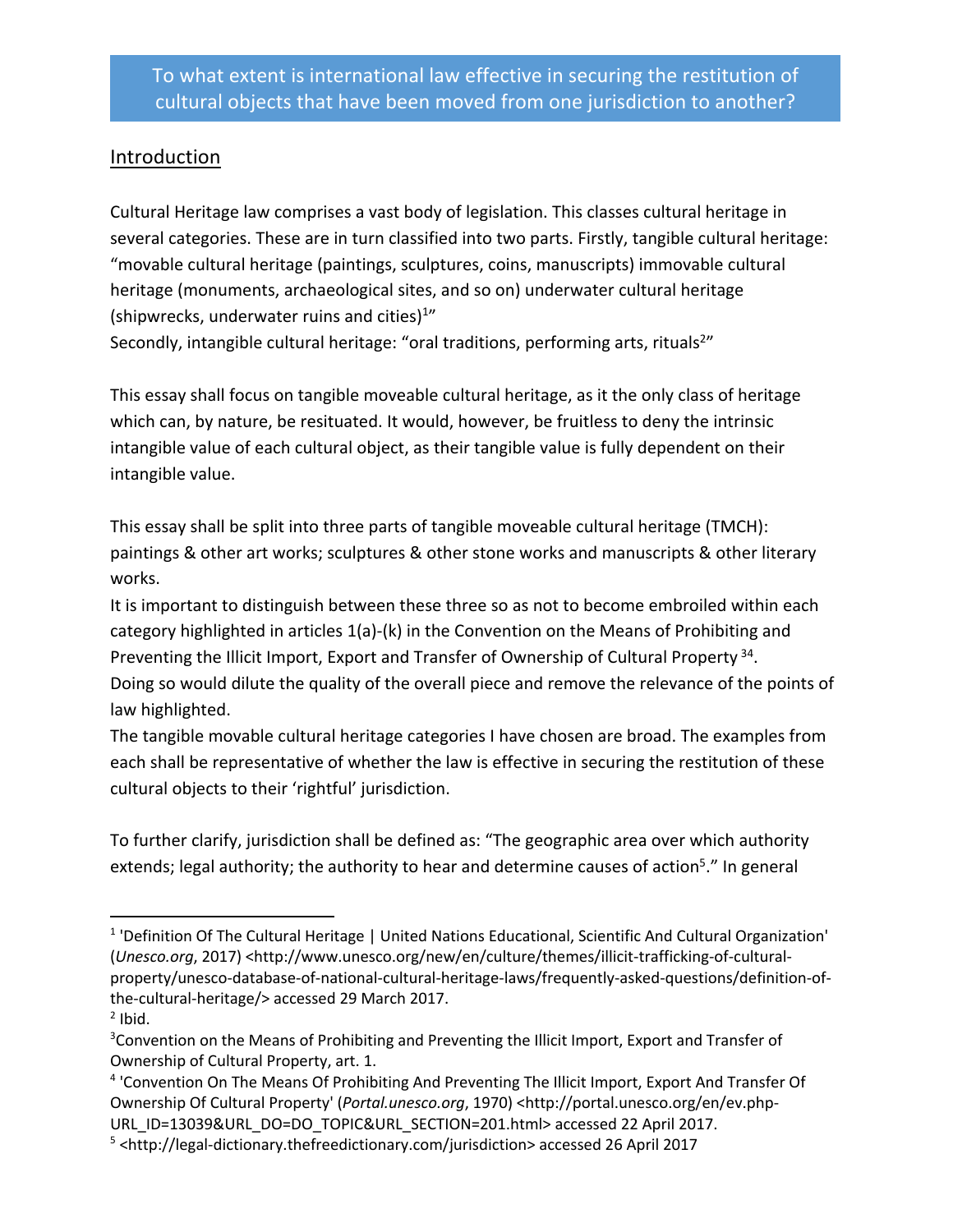# To what extent is international law effective in securing the restitution of cultural objects that have been moved from one jurisdiction to another?

## Introduction

Cultural Heritage law comprises a vast body of legislation. This classes cultural heritage in several categories. These are in turn classified into two parts. Firstly, tangible cultural heritage: "movable cultural heritage (paintings, sculptures, coins, manuscripts) immovable cultural heritage (monuments, archaeological sites, and so on) underwater cultural heritage (shipwrecks, underwater ruins and cities)[1]"
Secondly, intangible cultural heritage: "oral traditions, performing arts, rituals[2]"

This essay shall focus on tangible moveable cultural heritage, as it the only class of heritage which can, by nature, be resituated. It would, however, be fruitless to deny the intrinsic intangible value of each cultural object, as their tangible value is fully dependent on their intangible value.

This essay shall be split into three parts of tangible moveable cultural heritage (TMCH): paintings & other art works; sculptures & other stone works and manuscripts & other literary works.
It is important to distinguish between these three so as not to become embroiled within each category highlighted in articles 1(a)-(k) in the Convention on the Means of Prohibiting and Preventing the Illicit Import, Export and Transfer of Ownership of Cultural Property [3][4].
Doing so would dilute the quality of the overall piece and remove the relevance of the points of law highlighted.
The tangible movable cultural heritage categories I have chosen are broad. The examples from each shall be representative of whether the law is effective in securing the restitution of these cultural objects to their 'rightful' jurisdiction.

To further clarify, jurisdiction shall be defined as: "The geographic area over which authority extends; legal authority; the authority to hear and determine causes of action[5]." In general

---

[1] 'Definition Of The Cultural Heritage | United Nations Educational, Scientific And Cultural Organization' (*Unesco.org*, 2017) <http://www.unesco.org/new/en/culture/themes/illicit-trafficking-of-cultural-property/unesco-database-of-national-cultural-heritage-laws/frequently-asked-questions/definition-of-the-cultural-heritage/> accessed 29 March 2017.

[2] Ibid.

[3] Convention on the Means of Prohibiting and Preventing the Illicit Import, Export and Transfer of Ownership of Cultural Property, art. 1.

[4] 'Convention On The Means Of Prohibiting And Preventing The Illicit Import, Export And Transfer Of Ownership Of Cultural Property' (*Portal.unesco.org*, 1970) <http://portal.unesco.org/en/ev.php-URL_ID=13039&URL_DO=DO_TOPIC&URL_SECTION=201.html> accessed 22 April 2017.

[5] <http://legal-dictionary.thefreedictionary.com/jurisdiction> accessed 26 April 2017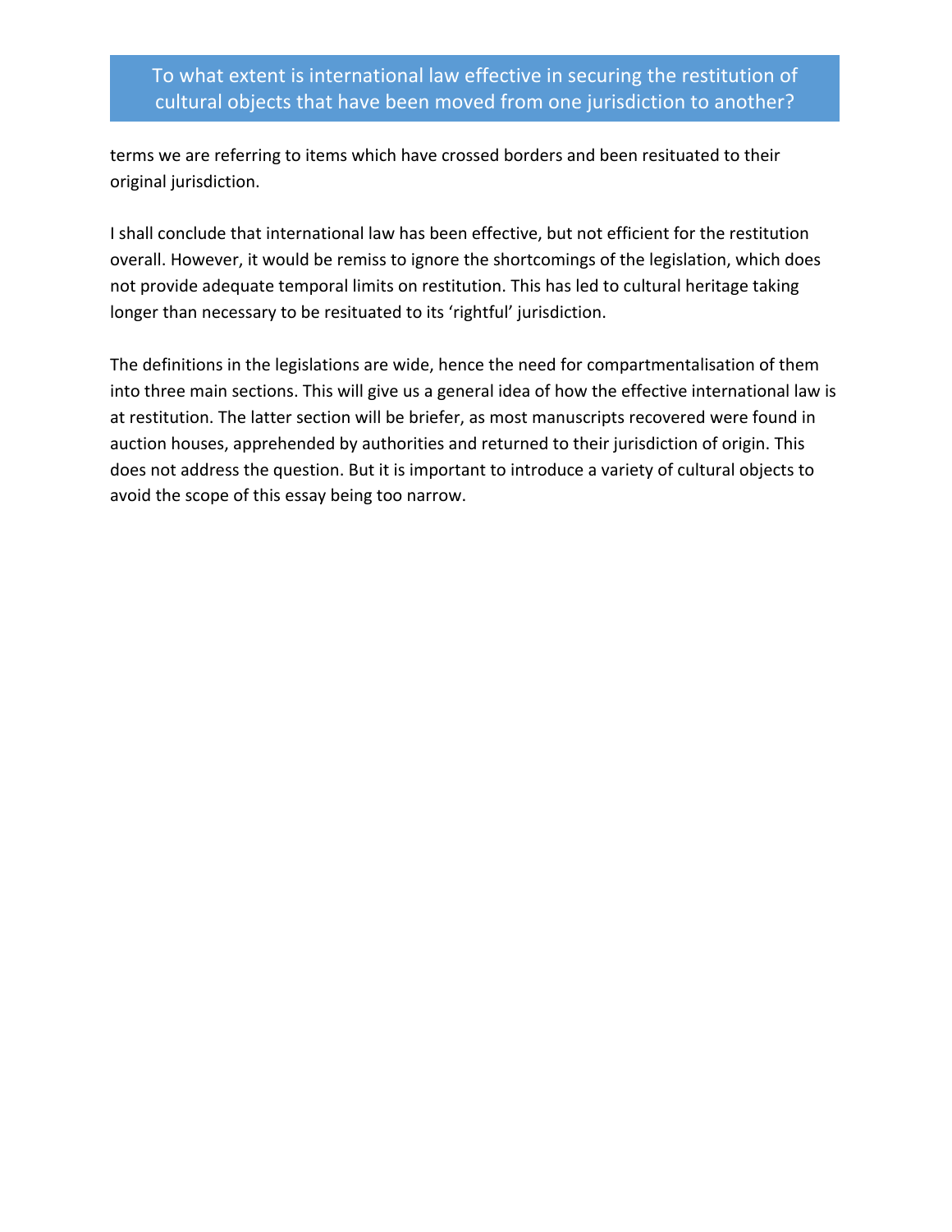terms we are referring to items which have crossed borders and been resituated to their original jurisdiction.

I shall conclude that international law has been effective, but not efficient for the restitution overall. However, it would be remiss to ignore the shortcomings of the legislation, which does not provide adequate temporal limits on restitution. This has led to cultural heritage taking longer than necessary to be resituated to its 'rightful' jurisdiction.

The definitions in the legislations are wide, hence the need for compartmentalisation of them into three main sections. This will give us a general idea of how the effective international law is at restitution. The latter section will be briefer, as most manuscripts recovered were found in auction houses, apprehended by authorities and returned to their jurisdiction of origin. This does not address the question. But it is important to introduce a variety of cultural objects to avoid the scope of this essay being too narrow.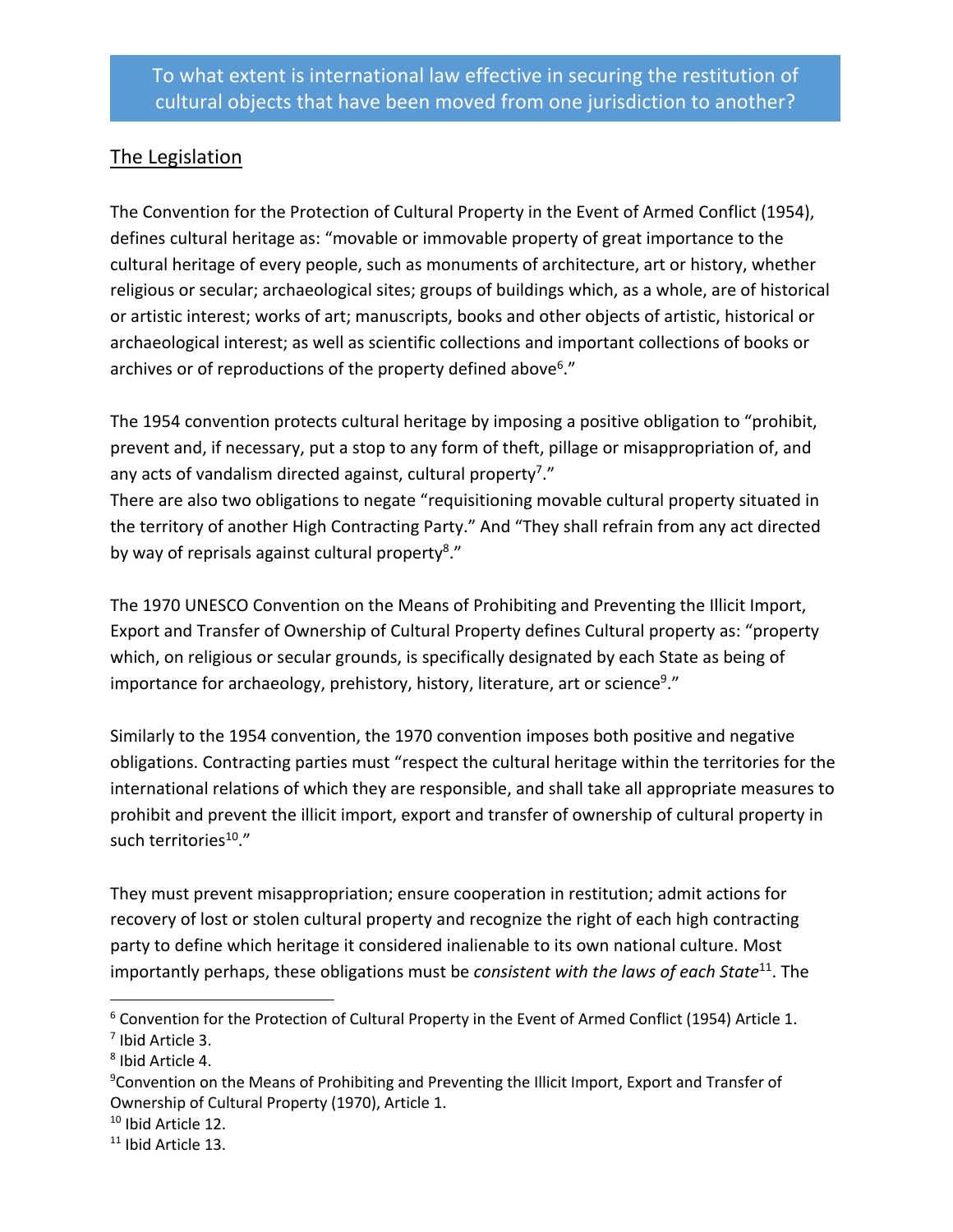## To what extent is international law effective in securing the restitution of cultural objects that have been moved from one jurisdiction to another?

### The Legislation

The Convention for the Protection of Cultural Property in the Event of Armed Conflict (1954), defines cultural heritage as: "movable or immovable property of great importance to the cultural heritage of every people, such as monuments of architecture, art or history, whether religious or secular; archaeological sites; groups of buildings which, as a whole, are of historical or artistic interest; works of art; manuscripts, books and other objects of artistic, historical or archaeological interest; as well as scientific collections and important collections of books or archives or of reproductions of the property defined above[6]."

The 1954 convention protects cultural heritage by imposing a positive obligation to "prohibit, prevent and, if necessary, put a stop to any form of theft, pillage or misappropriation of, and any acts of vandalism directed against, cultural property[7]."
There are also two obligations to negate "requisitioning movable cultural property situated in the territory of another High Contracting Party." And "They shall refrain from any act directed by way of reprisals against cultural property[8]."

The 1970 UNESCO Convention on the Means of Prohibiting and Preventing the Illicit Import, Export and Transfer of Ownership of Cultural Property defines Cultural property as: "property which, on religious or secular grounds, is specifically designated by each State as being of importance for archaeology, prehistory, history, literature, art or science[9]."

Similarly to the 1954 convention, the 1970 convention imposes both positive and negative obligations. Contracting parties must "respect the cultural heritage within the territories for the international relations of which they are responsible, and shall take all appropriate measures to prohibit and prevent the illicit import, export and transfer of ownership of cultural property in such territories[10]."

They must prevent misappropriation; ensure cooperation in restitution; admit actions for recovery of lost or stolen cultural property and recognize the right of each high contracting party to define which heritage it considered inalienable to its own national culture. Most importantly perhaps, these obligations must be *consistent with the laws of each State*[11]. The

[6] Convention for the Protection of Cultural Property in the Event of Armed Conflict (1954) Article 1.
[7] Ibid Article 3.
[8] Ibid Article 4.
[9] Convention on the Means of Prohibiting and Preventing the Illicit Import, Export and Transfer of Ownership of Cultural Property (1970), Article 1.
[10] Ibid Article 12.
[11] Ibid Article 13.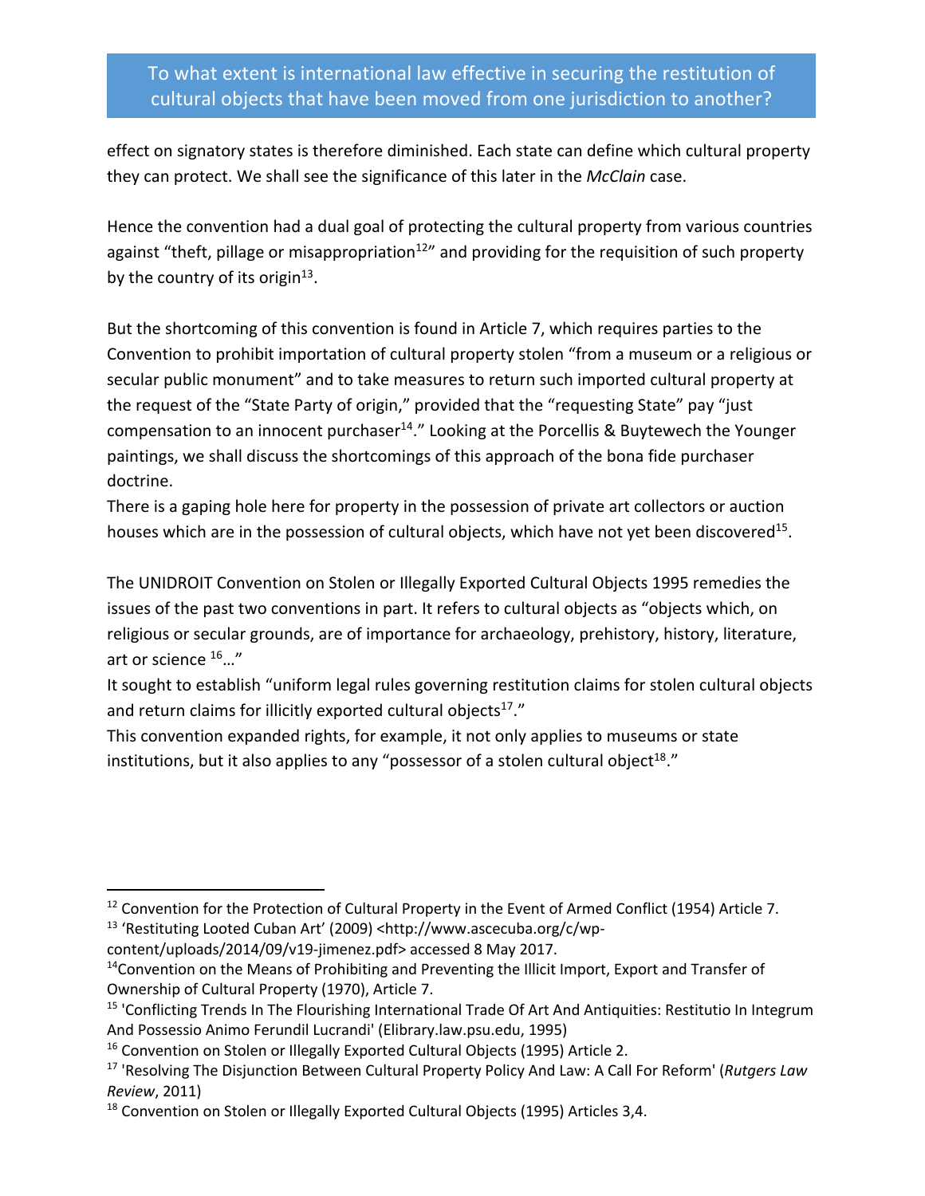effect on signatory states is therefore diminished. Each state can define which cultural property they can protect. We shall see the significance of this later in the *McClain* case.

Hence the convention had a dual goal of protecting the cultural property from various countries against "theft, pillage or misappropriation[12]" and providing for the requisition of such property by the country of its origin[13].

But the shortcoming of this convention is found in Article 7, which requires parties to the Convention to prohibit importation of cultural property stolen "from a museum or a religious or secular public monument" and to take measures to return such imported cultural property at the request of the "State Party of origin," provided that the "requesting State" pay "just compensation to an innocent purchaser[14]." Looking at the Porcellis & Buytewech the Younger paintings, we shall discuss the shortcomings of this approach of the bona fide purchaser doctrine.

There is a gaping hole here for property in the possession of private art collectors or auction houses which are in the possession of cultural objects, which have not yet been discovered[15].

The UNIDROIT Convention on Stolen or Illegally Exported Cultural Objects 1995 remedies the issues of the past two conventions in part. It refers to cultural objects as "objects which, on religious or secular grounds, are of importance for archaeology, prehistory, history, literature, art or science [16]…"

It sought to establish "uniform legal rules governing restitution claims for stolen cultural objects and return claims for illicitly exported cultural objects[17]."

This convention expanded rights, for example, it not only applies to museums or state institutions, but it also applies to any "possessor of a stolen cultural object[18]."

---

[12] Convention for the Protection of Cultural Property in the Event of Armed Conflict (1954) Article 7.

[13] 'Restituting Looted Cuban Art' (2009) <http://www.ascecuba.org/c/wp-content/uploads/2014/09/v19-jimenez.pdf> accessed 8 May 2017.

[14] Convention on the Means of Prohibiting and Preventing the Illicit Import, Export and Transfer of Ownership of Cultural Property (1970), Article 7.

[15] 'Conflicting Trends In The Flourishing International Trade Of Art And Antiquities: Restitutio In Integrum And Possessio Animo Ferundil Lucrandi' (Elibrary.law.psu.edu, 1995)

[16] Convention on Stolen or Illegally Exported Cultural Objects (1995) Article 2.

[17] 'Resolving The Disjunction Between Cultural Property Policy And Law: A Call For Reform' (*Rutgers Law Review*, 2011)

[18] Convention on Stolen or Illegally Exported Cultural Objects (1995) Articles 3,4.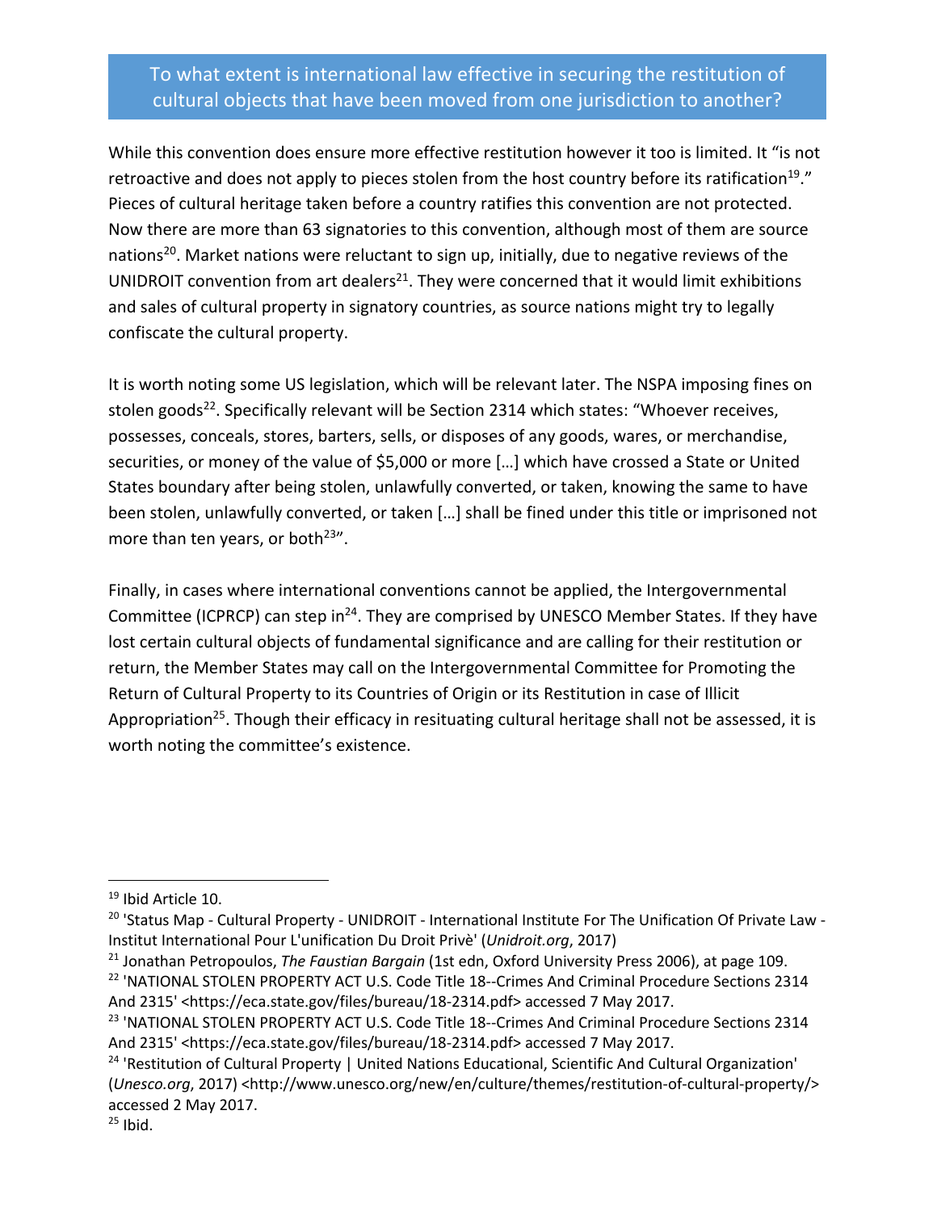## To what extent is international law effective in securing the restitution of cultural objects that have been moved from one jurisdiction to another?

While this convention does ensure more effective restitution however it too is limited. It "is not retroactive and does not apply to pieces stolen from the host country before its ratification[19]." Pieces of cultural heritage taken before a country ratifies this convention are not protected. Now there are more than 63 signatories to this convention, although most of them are source nations[20]. Market nations were reluctant to sign up, initially, due to negative reviews of the UNIDROIT convention from art dealers[21]. They were concerned that it would limit exhibitions and sales of cultural property in signatory countries, as source nations might try to legally confiscate the cultural property.

It is worth noting some US legislation, which will be relevant later. The NSPA imposing fines on stolen goods[22]. Specifically relevant will be Section 2314 which states: "Whoever receives, possesses, conceals, stores, barters, sells, or disposes of any goods, wares, or merchandise, securities, or money of the value of $5,000 or more […] which have crossed a State or United States boundary after being stolen, unlawfully converted, or taken, knowing the same to have been stolen, unlawfully converted, or taken […] shall be fined under this title or imprisoned not more than ten years, or both[23]".

Finally, in cases where international conventions cannot be applied, the Intergovernmental Committee (ICPRCP) can step in[24]. They are comprised by UNESCO Member States. If they have lost certain cultural objects of fundamental significance and are calling for their restitution or return, the Member States may call on the Intergovernmental Committee for Promoting the Return of Cultural Property to its Countries of Origin or its Restitution in case of Illicit Appropriation[25]. Though their efficacy in resituating cultural heritage shall not be assessed, it is worth noting the committee's existence.

---

[19] Ibid Article 10.

[20] 'Status Map - Cultural Property - UNIDROIT - International Institute For The Unification Of Private Law - Institut International Pour L'unification Du Droit Privè' (*Unidroit.org*, 2017)

[21] Jonathan Petropoulos, *The Faustian Bargain* (1st edn, Oxford University Press 2006), at page 109.

[22] 'NATIONAL STOLEN PROPERTY ACT U.S. Code Title 18--Crimes And Criminal Procedure Sections 2314 And 2315' <https://eca.state.gov/files/bureau/18-2314.pdf> accessed 7 May 2017.

[23] 'NATIONAL STOLEN PROPERTY ACT U.S. Code Title 18--Crimes And Criminal Procedure Sections 2314 And 2315' <https://eca.state.gov/files/bureau/18-2314.pdf> accessed 7 May 2017.

[24] 'Restitution of Cultural Property | United Nations Educational, Scientific And Cultural Organization' (*Unesco.org*, 2017) <http://www.unesco.org/new/en/culture/themes/restitution-of-cultural-property/> accessed 2 May 2017.

[25] Ibid.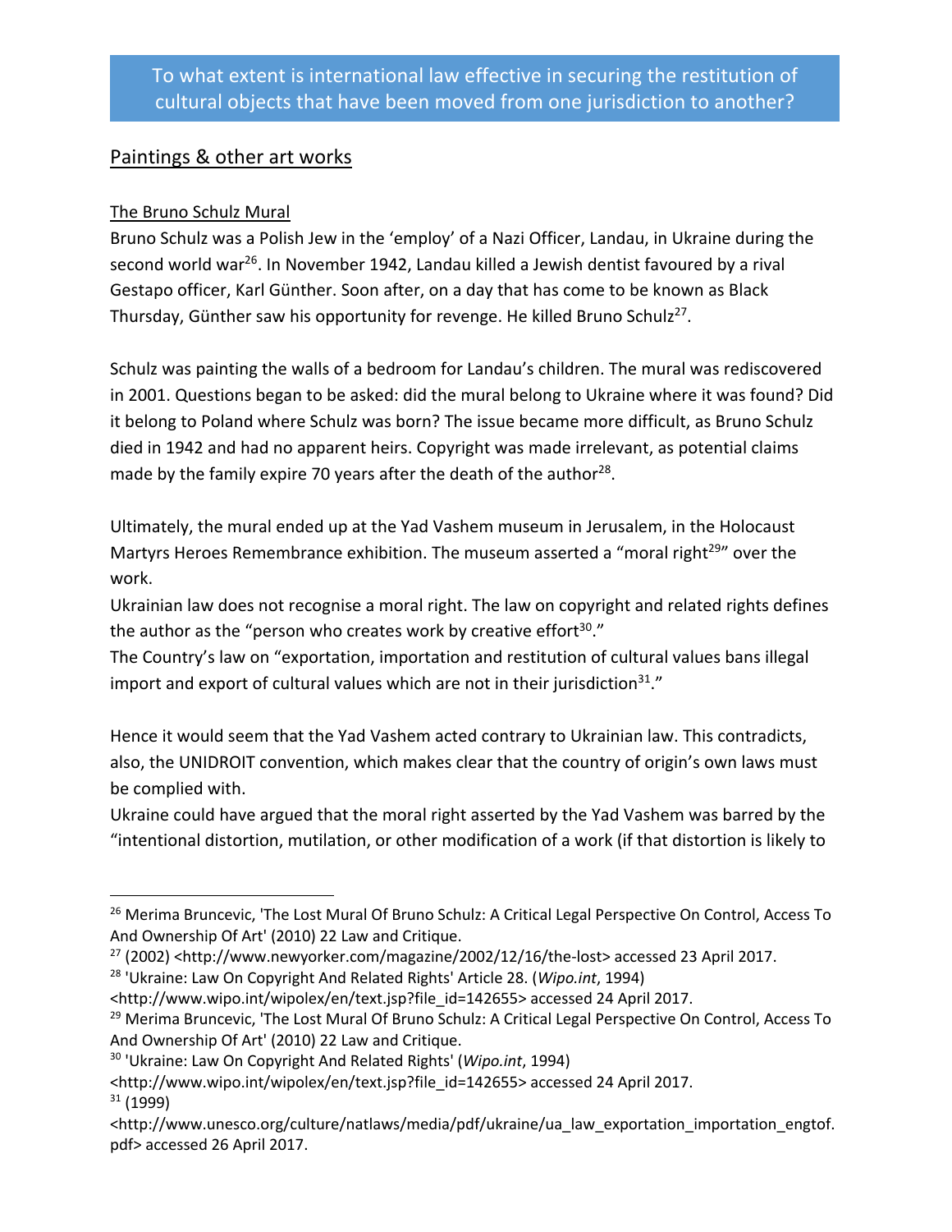# To what extent is international law effective in securing the restitution of cultural objects that have been moved from one jurisdiction to another?

## Paintings & other art works

### The Bruno Schulz Mural

Bruno Schulz was a Polish Jew in the 'employ' of a Nazi Officer, Landau, in Ukraine during the second world war[26]. In November 1942, Landau killed a Jewish dentist favoured by a rival Gestapo officer, Karl Günther. Soon after, on a day that has come to be known as Black Thursday, Günther saw his opportunity for revenge. He killed Bruno Schulz[27].

Schulz was painting the walls of a bedroom for Landau's children. The mural was rediscovered in 2001. Questions began to be asked: did the mural belong to Ukraine where it was found? Did it belong to Poland where Schulz was born? The issue became more difficult, as Bruno Schulz died in 1942 and had no apparent heirs. Copyright was made irrelevant, as potential claims made by the family expire 70 years after the death of the author[28].

Ultimately, the mural ended up at the Yad Vashem museum in Jerusalem, in the Holocaust Martyrs Heroes Remembrance exhibition. The museum asserted a "moral right[29]" over the work.

Ukrainian law does not recognise a moral right. The law on copyright and related rights defines the author as the "person who creates work by creative effort[30]."

The Country's law on "exportation, importation and restitution of cultural values bans illegal import and export of cultural values which are not in their jurisdiction[31]."

Hence it would seem that the Yad Vashem acted contrary to Ukrainian law. This contradicts, also, the UNIDROIT convention, which makes clear that the country of origin's own laws must be complied with.

Ukraine could have argued that the moral right asserted by the Yad Vashem was barred by the "intentional distortion, mutilation, or other modification of a work (if that distortion is likely to

---

[26] Merima Bruncevic, 'The Lost Mural Of Bruno Schulz: A Critical Legal Perspective On Control, Access To And Ownership Of Art' (2010) 22 Law and Critique.

[27] (2002) <http://www.newyorker.com/magazine/2002/12/16/the-lost> accessed 23 April 2017.

[28] 'Ukraine: Law On Copyright And Related Rights' Article 28. (*Wipo.int*, 1994) <http://www.wipo.int/wipolex/en/text.jsp?file_id=142655> accessed 24 April 2017.

[29] Merima Bruncevic, 'The Lost Mural Of Bruno Schulz: A Critical Legal Perspective On Control, Access To And Ownership Of Art' (2010) 22 Law and Critique.

[30] 'Ukraine: Law On Copyright And Related Rights' (*Wipo.int*, 1994) <http://www.wipo.int/wipolex/en/text.jsp?file_id=142655> accessed 24 April 2017.

[31] (1999) <http://www.unesco.org/culture/natlaws/media/pdf/ukraine/ua_law_exportation_importation_engtof.pdf> accessed 26 April 2017.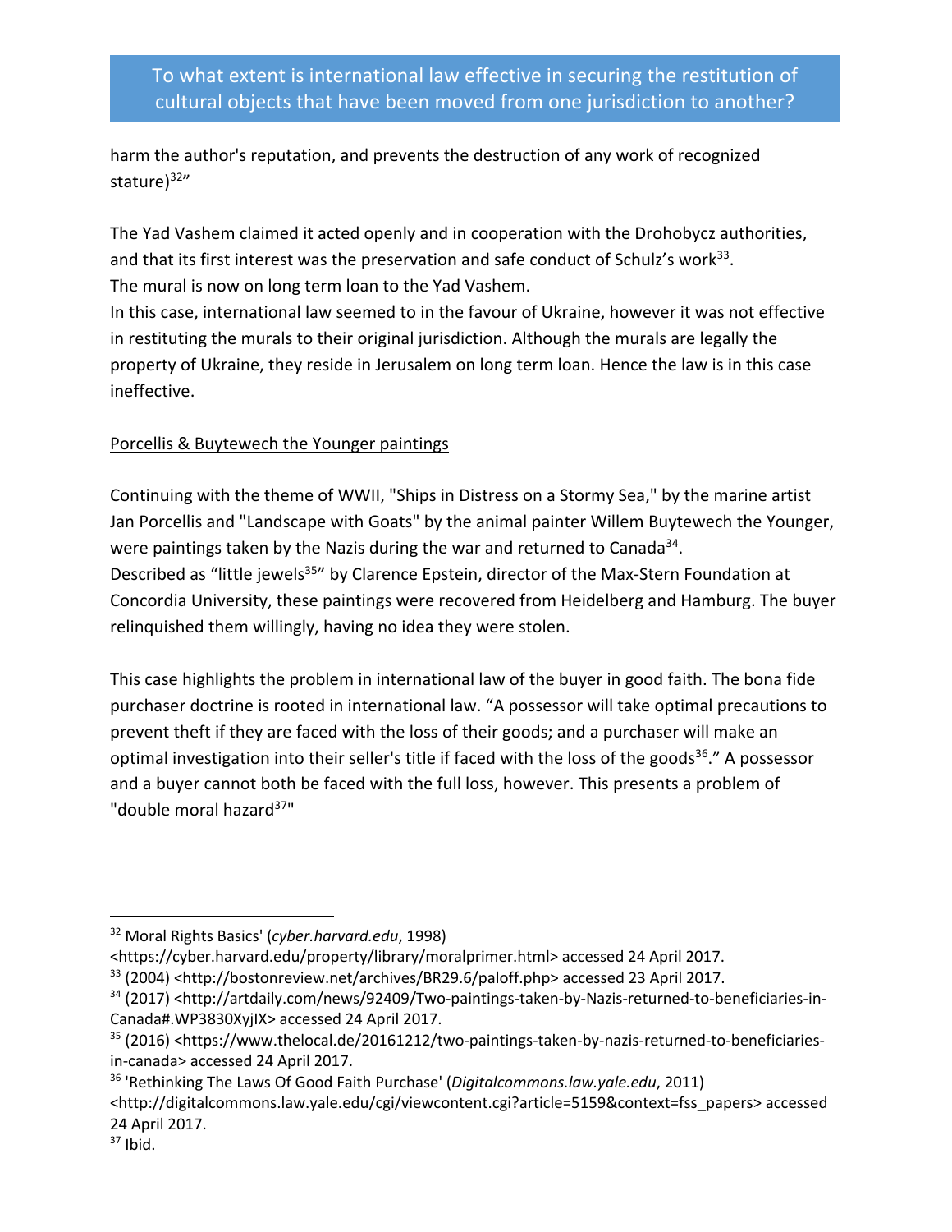harm the author's reputation, and prevents the destruction of any work of recognized stature)[32]"

The Yad Vashem claimed it acted openly and in cooperation with the Drohobycz authorities, and that its first interest was the preservation and safe conduct of Schulz's work[33].
The mural is now on long term loan to the Yad Vashem.
In this case, international law seemed to in the favour of Ukraine, however it was not effective in restituting the murals to their original jurisdiction. Although the murals are legally the property of Ukraine, they reside in Jerusalem on long term loan. Hence the law is in this case ineffective.

<u>Porcellis & Buytewech the Younger paintings</u>

Continuing with the theme of WWII, "Ships in Distress on a Stormy Sea," by the marine artist Jan Porcellis and "Landscape with Goats" by the animal painter Willem Buytewech the Younger, were paintings taken by the Nazis during the war and returned to Canada[34].
Described as "little jewels[35]" by Clarence Epstein, director of the Max-Stern Foundation at Concordia University, these paintings were recovered from Heidelberg and Hamburg. The buyer relinquished them willingly, having no idea they were stolen.

This case highlights the problem in international law of the buyer in good faith. The bona fide purchaser doctrine is rooted in international law. "A possessor will take optimal precautions to prevent theft if they are faced with the loss of their goods; and a purchaser will make an optimal investigation into their seller's title if faced with the loss of the goods[36]." A possessor and a buyer cannot both be faced with the full loss, however. This presents a problem of "double moral hazard[37]"

---

[32] Moral Rights Basics' (*cyber.harvard.edu*, 1998) <https://cyber.harvard.edu/property/library/moralprimer.html> accessed 24 April 2017.

[33] (2004) <http://bostonreview.net/archives/BR29.6/paloff.php> accessed 23 April 2017.

[34] (2017) <http://artdaily.com/news/92409/Two-paintings-taken-by-Nazis-returned-to-beneficiaries-in-Canada#.WP3830XyjIX> accessed 24 April 2017.

[35] (2016) <https://www.thelocal.de/20161212/two-paintings-taken-by-nazis-returned-to-beneficiaries-in-canada> accessed 24 April 2017.

[36] 'Rethinking The Laws Of Good Faith Purchase' (*Digitalcommons.law.yale.edu*, 2011) <http://digitalcommons.law.yale.edu/cgi/viewcontent.cgi?article=5159&context=fss_papers> accessed 24 April 2017.

[37] Ibid.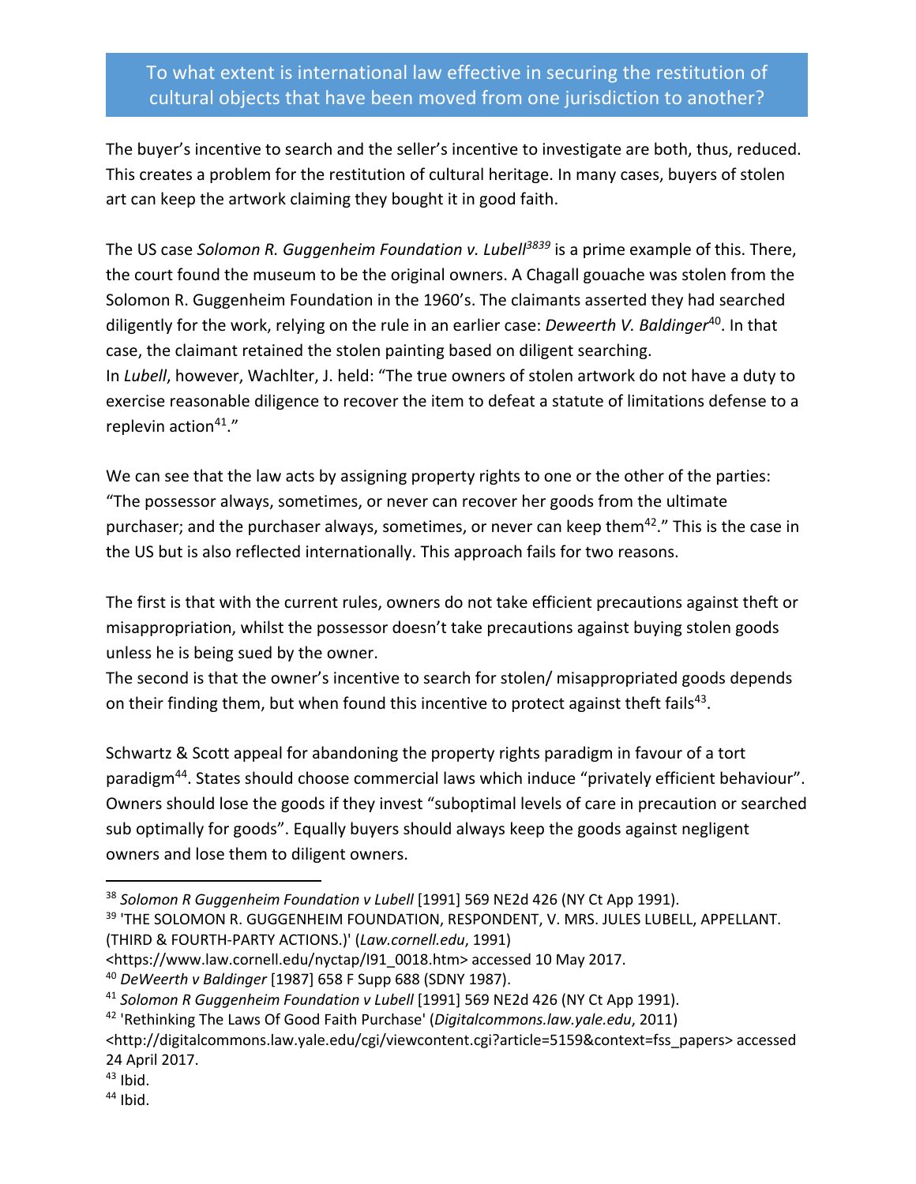The buyer's incentive to search and the seller's incentive to investigate are both, thus, reduced. This creates a problem for the restitution of cultural heritage. In many cases, buyers of stolen art can keep the artwork claiming they bought it in good faith.

The US case *Solomon R. Guggenheim Foundation v. Lubell*[3839] is a prime example of this. There, the court found the museum to be the original owners. A Chagall gouache was stolen from the Solomon R. Guggenheim Foundation in the 1960's. The claimants asserted they had searched diligently for the work, relying on the rule in an earlier case: *Deweerth V. Baldinger*[40]. In that case, the claimant retained the stolen painting based on diligent searching.
In *Lubell*, however, Wachlter, J. held: "The true owners of stolen artwork do not have a duty to exercise reasonable diligence to recover the item to defeat a statute of limitations defense to a replevin action[41]."

We can see that the law acts by assigning property rights to one or the other of the parties: "The possessor always, sometimes, or never can recover her goods from the ultimate purchaser; and the purchaser always, sometimes, or never can keep them[42]." This is the case in the US but is also reflected internationally. This approach fails for two reasons.

The first is that with the current rules, owners do not take efficient precautions against theft or misappropriation, whilst the possessor doesn't take precautions against buying stolen goods unless he is being sued by the owner.
The second is that the owner's incentive to search for stolen/ misappropriated goods depends on their finding them, but when found this incentive to protect against theft fails[43].

Schwartz & Scott appeal for abandoning the property rights paradigm in favour of a tort paradigm[44]. States should choose commercial laws which induce "privately efficient behaviour". Owners should lose the goods if they invest "suboptimal levels of care in precaution or searched sub optimally for goods". Equally buyers should always keep the goods against negligent owners and lose them to diligent owners.

---

[38] *Solomon R Guggenheim Foundation v Lubell* [1991] 569 NE2d 426 (NY Ct App 1991).
[39] 'THE SOLOMON R. GUGGENHEIM FOUNDATION, RESPONDENT, V. MRS. JULES LUBELL, APPELLANT. (THIRD & FOURTH-PARTY ACTIONS.)' (*Law.cornell.edu*, 1991) <https://www.law.cornell.edu/nyctap/I91_0018.htm> accessed 10 May 2017.
[40] *DeWeerth v Baldinger* [1987] 658 F Supp 688 (SDNY 1987).
[41] *Solomon R Guggenheim Foundation v Lubell* [1991] 569 NE2d 426 (NY Ct App 1991).
[42] 'Rethinking The Laws Of Good Faith Purchase' (*Digitalcommons.law.yale.edu*, 2011) <http://digitalcommons.law.yale.edu/cgi/viewcontent.cgi?article=5159&context=fss_papers> accessed 24 April 2017.
[43] Ibid.
[44] Ibid.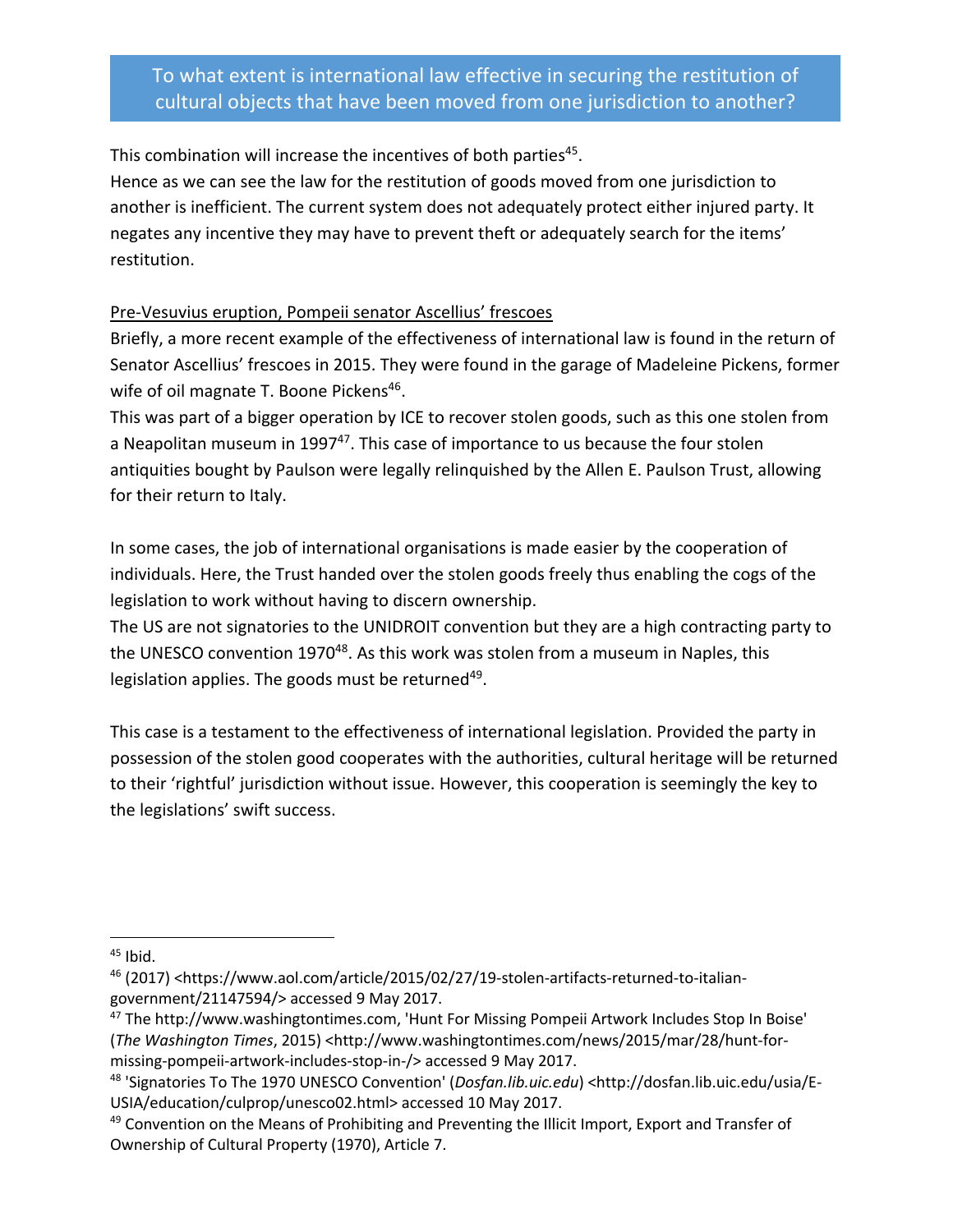This combination will increase the incentives of both parties[45].

Hence as we can see the law for the restitution of goods moved from one jurisdiction to another is inefficient. The current system does not adequately protect either injured party. It negates any incentive they may have to prevent theft or adequately search for the items' restitution.

<u>Pre-Vesuvius eruption, Pompeii senator Ascellius' frescoes</u>

Briefly, a more recent example of the effectiveness of international law is found in the return of Senator Ascellius' frescoes in 2015. They were found in the garage of Madeleine Pickens, former wife of oil magnate T. Boone Pickens[46].

This was part of a bigger operation by ICE to recover stolen goods, such as this one stolen from a Neapolitan museum in 1997[47]. This case of importance to us because the four stolen antiquities bought by Paulson were legally relinquished by the Allen E. Paulson Trust, allowing for their return to Italy.

In some cases, the job of international organisations is made easier by the cooperation of individuals. Here, the Trust handed over the stolen goods freely thus enabling the cogs of the legislation to work without having to discern ownership.

The US are not signatories to the UNIDROIT convention but they are a high contracting party to the UNESCO convention 1970[48]. As this work was stolen from a museum in Naples, this legislation applies. The goods must be returned[49].

This case is a testament to the effectiveness of international legislation. Provided the party in possession of the stolen good cooperates with the authorities, cultural heritage will be returned to their 'rightful' jurisdiction without issue. However, this cooperation is seemingly the key to the legislations' swift success.

---

[45] Ibid.

[46] (2017) <https://www.aol.com/article/2015/02/27/19-stolen-artifacts-returned-to-italian-government/21147594/> accessed 9 May 2017.

[47] The http://www.washingtontimes.com, 'Hunt For Missing Pompeii Artwork Includes Stop In Boise' (*The Washington Times*, 2015) <http://www.washingtontimes.com/news/2015/mar/28/hunt-for-missing-pompeii-artwork-includes-stop-in-/> accessed 9 May 2017.

[48] 'Signatories To The 1970 UNESCO Convention' (*Dosfan.lib.uic.edu*) <http://dosfan.lib.uic.edu/usia/E-USIA/education/culprop/unesco02.html> accessed 10 May 2017.

[49] Convention on the Means of Prohibiting and Preventing the Illicit Import, Export and Transfer of Ownership of Cultural Property (1970), Article 7.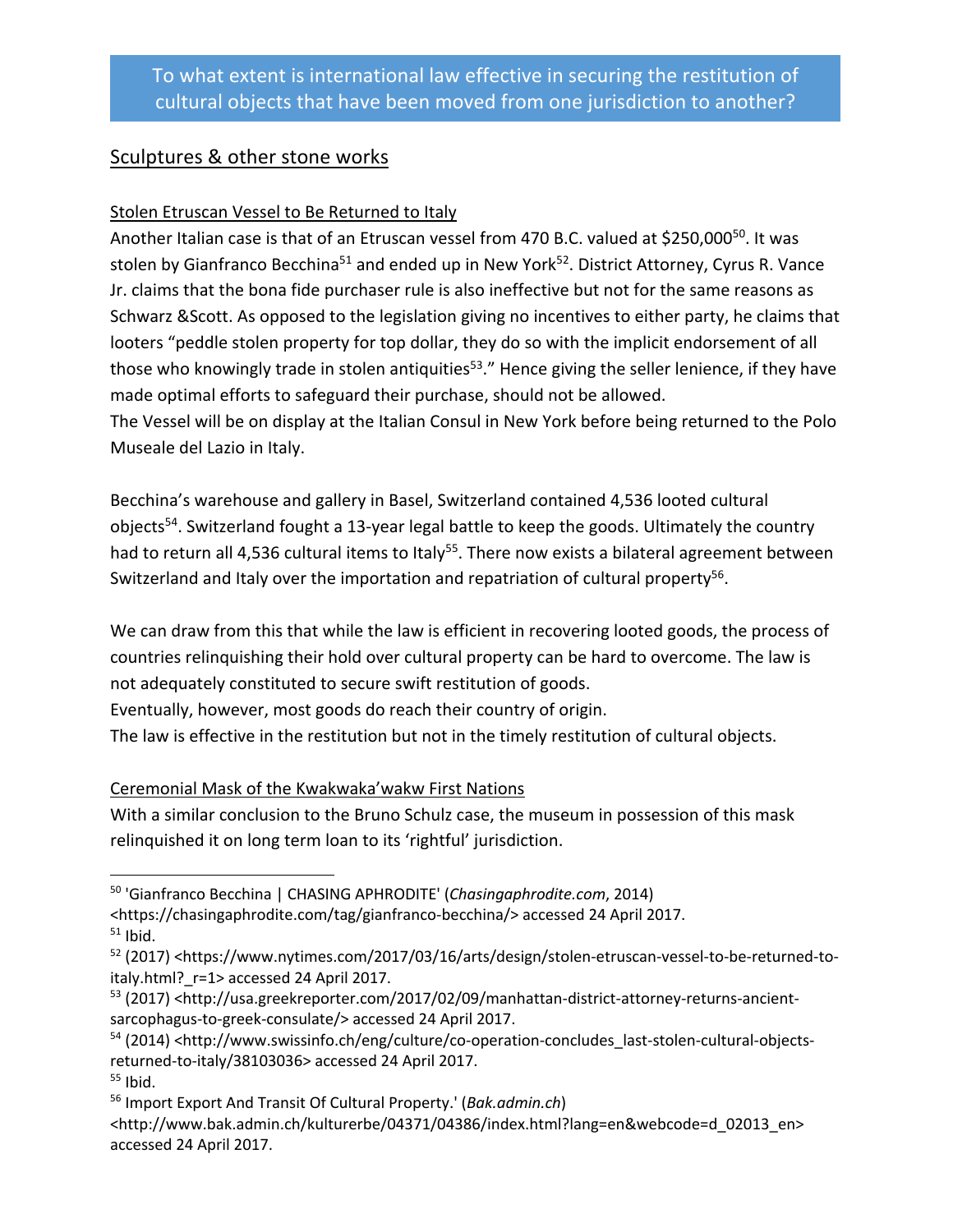## To what extent is international law effective in securing the restitution of cultural objects that have been moved from one jurisdiction to another?

### Sculptures & other stone works

Stolen Etruscan Vessel to Be Returned to Italy

Another Italian case is that of an Etruscan vessel from 470 B.C. valued at $250,000[50]. It was stolen by Gianfranco Becchina[51] and ended up in New York[52]. District Attorney, Cyrus R. Vance Jr. claims that the bona fide purchaser rule is also ineffective but not for the same reasons as Schwarz &Scott. As opposed to the legislation giving no incentives to either party, he claims that looters "peddle stolen property for top dollar, they do so with the implicit endorsement of all those who knowingly trade in stolen antiquities[53]." Hence giving the seller lenience, if they have made optimal efforts to safeguard their purchase, should not be allowed.

The Vessel will be on display at the Italian Consul in New York before being returned to the Polo Museale del Lazio in Italy.

Becchina's warehouse and gallery in Basel, Switzerland contained 4,536 looted cultural objects[54]. Switzerland fought a 13-year legal battle to keep the goods. Ultimately the country had to return all 4,536 cultural items to Italy[55]. There now exists a bilateral agreement between Switzerland and Italy over the importation and repatriation of cultural property[56].

We can draw from this that while the law is efficient in recovering looted goods, the process of countries relinquishing their hold over cultural property can be hard to overcome. The law is not adequately constituted to secure swift restitution of goods.

Eventually, however, most goods do reach their country of origin.

The law is effective in the restitution but not in the timely restitution of cultural objects.

Ceremonial Mask of the Kwakwaka'wakw First Nations

With a similar conclusion to the Bruno Schulz case, the museum in possession of this mask relinquished it on long term loan to its 'rightful' jurisdiction.

---

[50] 'Gianfranco Becchina | CHASING APHRODITE' (*Chasingaphrodite.com*, 2014) <https://chasingaphrodite.com/tag/gianfranco-becchina/> accessed 24 April 2017.

[51] Ibid.

[52] (2017) <https://www.nytimes.com/2017/03/16/arts/design/stolen-etruscan-vessel-to-be-returned-to-italy.html?_r=1> accessed 24 April 2017.

[53] (2017) <http://usa.greekreporter.com/2017/02/09/manhattan-district-attorney-returns-ancient-sarcophagus-to-greek-consulate/> accessed 24 April 2017.

[54] (2014) <http://www.swissinfo.ch/eng/culture/co-operation-concludes_last-stolen-cultural-objects-returned-to-italy/38103036> accessed 24 April 2017.

[55] Ibid.

[56] Import Export And Transit Of Cultural Property.' (*Bak.admin.ch*) <http://www.bak.admin.ch/kulturerbe/04371/04386/index.html?lang=en&webcode=d_02013_en> accessed 24 April 2017.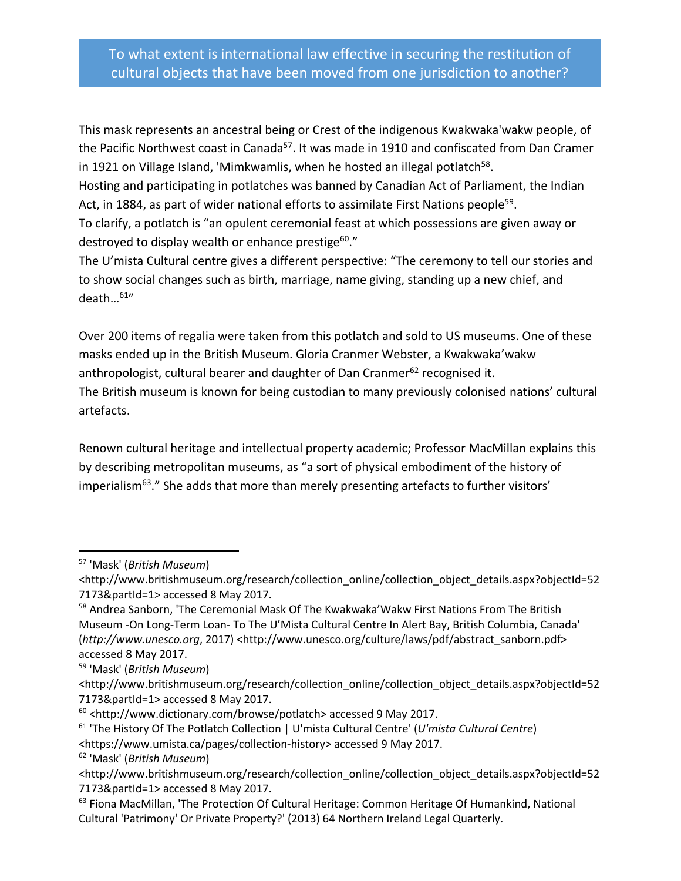## To what extent is international law effective in securing the restitution of cultural objects that have been moved from one jurisdiction to another?

This mask represents an ancestral being or Crest of the indigenous Kwakwaka'wakw people, of the Pacific Northwest coast in Canada[57]. It was made in 1910 and confiscated from Dan Cramer in 1921 on Village Island, 'Mimkwamlis, when he hosted an illegal potlatch[58].
Hosting and participating in potlatches was banned by Canadian Act of Parliament, the Indian Act, in 1884, as part of wider national efforts to assimilate First Nations people[59].
To clarify, a potlatch is "an opulent ceremonial feast at which possessions are given away or destroyed to display wealth or enhance prestige[60]."
The U'mista Cultural centre gives a different perspective: "The ceremony to tell our stories and to show social changes such as birth, marriage, name giving, standing up a new chief, and death…[61]"

Over 200 items of regalia were taken from this potlatch and sold to US museums. One of these masks ended up in the British Museum. Gloria Cranmer Webster, a Kwakwaka'wakw anthropologist, cultural bearer and daughter of Dan Cranmer[62] recognised it.
The British museum is known for being custodian to many previously colonised nations' cultural artefacts.

Renown cultural heritage and intellectual property academic; Professor MacMillan explains this by describing metropolitan museums, as "a sort of physical embodiment of the history of imperialism[63]." She adds that more than merely presenting artefacts to further visitors'

---

[57] 'Mask' (*British Museum*) <http://www.britishmuseum.org/research/collection_online/collection_object_details.aspx?objectId=527173&partId=1> accessed 8 May 2017.

[58] Andrea Sanborn, 'The Ceremonial Mask Of The Kwakwaka'Wakw First Nations From The British Museum -On Long-Term Loan- To The U'Mista Cultural Centre In Alert Bay, British Columbia, Canada' (*http://www.unesco.org*, 2017) <http://www.unesco.org/culture/laws/pdf/abstract_sanborn.pdf> accessed 8 May 2017.

[59] 'Mask' (*British Museum*) <http://www.britishmuseum.org/research/collection_online/collection_object_details.aspx?objectId=527173&partId=1> accessed 8 May 2017.

[60] <http://www.dictionary.com/browse/potlatch> accessed 9 May 2017.

[61] 'The History Of The Potlatch Collection | U'mista Cultural Centre' (*U'mista Cultural Centre*) <https://www.umista.ca/pages/collection-history> accessed 9 May 2017.

[62] 'Mask' (*British Museum*) <http://www.britishmuseum.org/research/collection_online/collection_object_details.aspx?objectId=527173&partId=1> accessed 8 May 2017.

[63] Fiona MacMillan, 'The Protection Of Cultural Heritage: Common Heritage Of Humankind, National Cultural 'Patrimony' Or Private Property?' (2013) 64 Northern Ireland Legal Quarterly.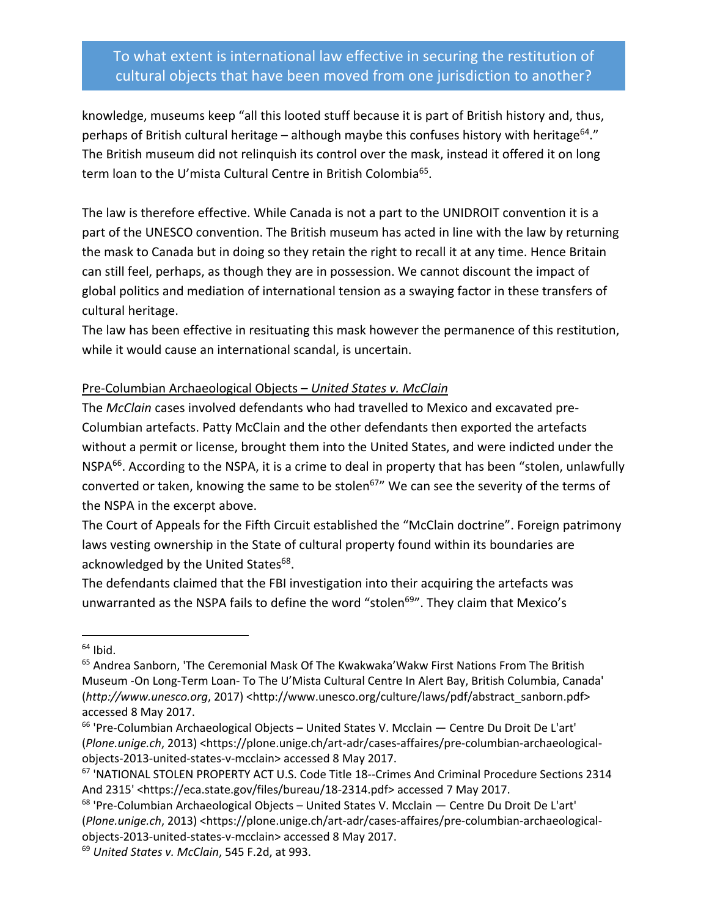knowledge, museums keep "all this looted stuff because it is part of British history and, thus, perhaps of British cultural heritage – although maybe this confuses history with heritage[64]." The British museum did not relinquish its control over the mask, instead it offered it on long term loan to the U'mista Cultural Centre in British Colombia[65].

The law is therefore effective. While Canada is not a part to the UNIDROIT convention it is a part of the UNESCO convention. The British museum has acted in line with the law by returning the mask to Canada but in doing so they retain the right to recall it at any time. Hence Britain can still feel, perhaps, as though they are in possession. We cannot discount the impact of global politics and mediation of international tension as a swaying factor in these transfers of cultural heritage.

The law has been effective in resituating this mask however the permanence of this restitution, while it would cause an international scandal, is uncertain.

<u>Pre-Columbian Archaeological Objects – *United States v. McClain*</u>

The *McClain* cases involved defendants who had travelled to Mexico and excavated pre-Columbian artefacts. Patty McClain and the other defendants then exported the artefacts without a permit or license, brought them into the United States, and were indicted under the NSPA[66]. According to the NSPA, it is a crime to deal in property that has been "stolen, unlawfully converted or taken, knowing the same to be stolen[67]" We can see the severity of the terms of the NSPA in the excerpt above.

The Court of Appeals for the Fifth Circuit established the "McClain doctrine". Foreign patrimony laws vesting ownership in the State of cultural property found within its boundaries are acknowledged by the United States[68].

The defendants claimed that the FBI investigation into their acquiring the artefacts was unwarranted as the NSPA fails to define the word "stolen[69]". They claim that Mexico's

---

[64] Ibid.

[65] Andrea Sanborn, 'The Ceremonial Mask Of The Kwakwaka'Wakw First Nations From The British Museum -On Long-Term Loan- To The U'Mista Cultural Centre In Alert Bay, British Columbia, Canada' (*http://www.unesco.org*, 2017) <http://www.unesco.org/culture/laws/pdf/abstract_sanborn.pdf> accessed 8 May 2017.

[66] 'Pre-Columbian Archaeological Objects – United States V. Mcclain — Centre Du Droit De L'art' (*Plone.unige.ch*, 2013) <https://plone.unige.ch/art-adr/cases-affaires/pre-columbian-archaeological-objects-2013-united-states-v-mcclain> accessed 8 May 2017.

[67] 'NATIONAL STOLEN PROPERTY ACT U.S. Code Title 18--Crimes And Criminal Procedure Sections 2314 And 2315' <https://eca.state.gov/files/bureau/18-2314.pdf> accessed 7 May 2017.

[68] 'Pre-Columbian Archaeological Objects – United States V. Mcclain — Centre Du Droit De L'art' (*Plone.unige.ch*, 2013) <https://plone.unige.ch/art-adr/cases-affaires/pre-columbian-archaeological-objects-2013-united-states-v-mcclain> accessed 8 May 2017.

[69] *United States v. McClain*, 545 F.2d, at 993.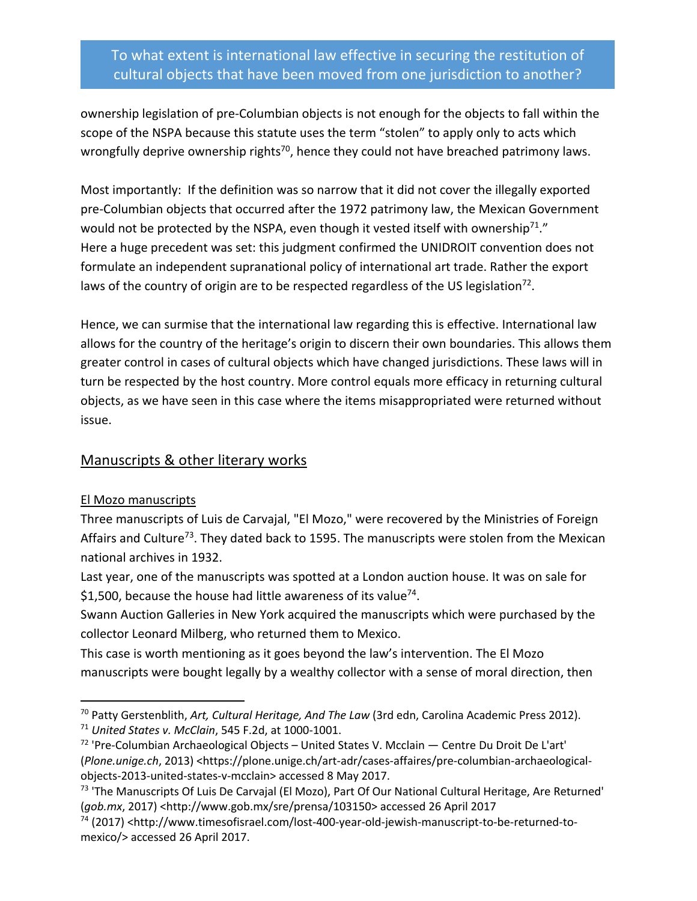ownership legislation of pre-Columbian objects is not enough for the objects to fall within the scope of the NSPA because this statute uses the term "stolen" to apply only to acts which wrongfully deprive ownership rights[70], hence they could not have breached patrimony laws.

Most importantly: If the definition was so narrow that it did not cover the illegally exported pre-Columbian objects that occurred after the 1972 patrimony law, the Mexican Government would not be protected by the NSPA, even though it vested itself with ownership[71]."
Here a huge precedent was set: this judgment confirmed the UNIDROIT convention does not formulate an independent supranational policy of international art trade. Rather the export laws of the country of origin are to be respected regardless of the US legislation[72].

Hence, we can surmise that the international law regarding this is effective. International law allows for the country of the heritage's origin to discern their own boundaries. This allows them greater control in cases of cultural objects which have changed jurisdictions. These laws will in turn be respected by the host country. More control equals more efficacy in returning cultural objects, as we have seen in this case where the items misappropriated were returned without issue.

## Manuscripts & other literary works

### El Mozo manuscripts

Three manuscripts of Luis de Carvajal, "El Mozo," were recovered by the Ministries of Foreign Affairs and Culture[73]. They dated back to 1595. The manuscripts were stolen from the Mexican national archives in 1932.
Last year, one of the manuscripts was spotted at a London auction house. It was on sale for $1,500, because the house had little awareness of its value[74].
Swann Auction Galleries in New York acquired the manuscripts which were purchased by the collector Leonard Milberg, who returned them to Mexico.
This case is worth mentioning as it goes beyond the law's intervention. The El Mozo manuscripts were bought legally by a wealthy collector with a sense of moral direction, then

---

[70] Patty Gerstenblith, *Art, Cultural Heritage, And The Law* (3rd edn, Carolina Academic Press 2012).
[71] *United States v. McClain*, 545 F.2d, at 1000-1001.
[72] 'Pre-Columbian Archaeological Objects – United States V. Mcclain — Centre Du Droit De L'art' (*Plone.unige.ch*, 2013) <https://plone.unige.ch/art-adr/cases-affaires/pre-columbian-archaeological-objects-2013-united-states-v-mcclain> accessed 8 May 2017.
[73] 'The Manuscripts Of Luis De Carvajal (El Mozo), Part Of Our National Cultural Heritage, Are Returned' (*gob.mx*, 2017) <http://www.gob.mx/sre/prensa/103150> accessed 26 April 2017
[74] (2017) <http://www.timesofisrael.com/lost-400-year-old-jewish-manuscript-to-be-returned-to-mexico/> accessed 26 April 2017.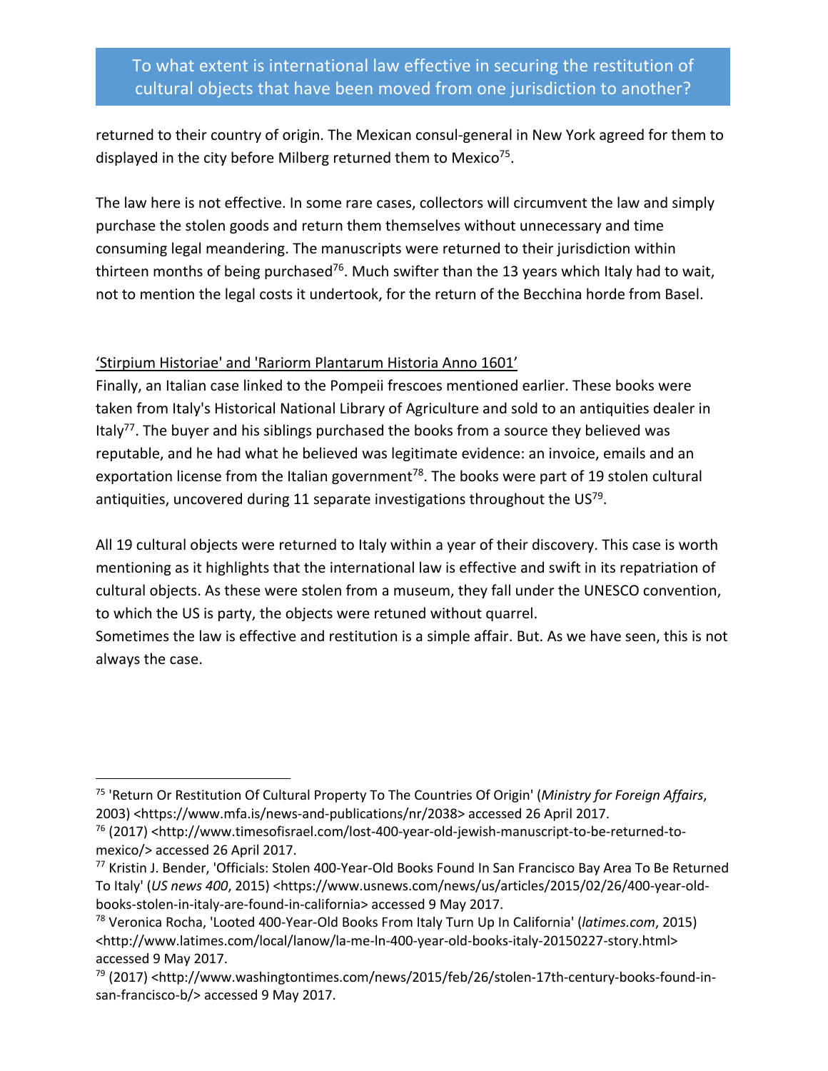returned to their country of origin. The Mexican consul-general in New York agreed for them to displayed in the city before Milberg returned them to Mexico[75].

The law here is not effective. In some rare cases, collectors will circumvent the law and simply purchase the stolen goods and return them themselves without unnecessary and time consuming legal meandering. The manuscripts were returned to their jurisdiction within thirteen months of being purchased[76]. Much swifter than the 13 years which Italy had to wait, not to mention the legal costs it undertook, for the return of the Becchina horde from Basel.

<u>'Stirpium Historiae' and 'Rariorm Plantarum Historia Anno 1601'</u>

Finally, an Italian case linked to the Pompeii frescoes mentioned earlier. These books were taken from Italy's Historical National Library of Agriculture and sold to an antiquities dealer in Italy[77]. The buyer and his siblings purchased the books from a source they believed was reputable, and he had what he believed was legitimate evidence: an invoice, emails and an exportation license from the Italian government[78]. The books were part of 19 stolen cultural antiquities, uncovered during 11 separate investigations throughout the US[79].

All 19 cultural objects were returned to Italy within a year of their discovery. This case is worth mentioning as it highlights that the international law is effective and swift in its repatriation of cultural objects. As these were stolen from a museum, they fall under the UNESCO convention, to which the US is party, the objects were retuned without quarrel.
Sometimes the law is effective and restitution is a simple affair. But. As we have seen, this is not always the case.

---

[75] 'Return Or Restitution Of Cultural Property To The Countries Of Origin' (*Ministry for Foreign Affairs*, 2003) <https://www.mfa.is/news-and-publications/nr/2038> accessed 26 April 2017.

[76] (2017) <http://www.timesofisrael.com/lost-400-year-old-jewish-manuscript-to-be-returned-to-mexico/> accessed 26 April 2017.

[77] Kristin J. Bender, 'Officials: Stolen 400-Year-Old Books Found In San Francisco Bay Area To Be Returned To Italy' (*US news 400*, 2015) <https://www.usnews.com/news/us/articles/2015/02/26/400-year-old-books-stolen-in-italy-are-found-in-california> accessed 9 May 2017.

[78] Veronica Rocha, 'Looted 400-Year-Old Books From Italy Turn Up In California' (*latimes.com*, 2015) <http://www.latimes.com/local/lanow/la-me-ln-400-year-old-books-italy-20150227-story.html> accessed 9 May 2017.

[79] (2017) <http://www.washingtontimes.com/news/2015/feb/26/stolen-17th-century-books-found-in-san-francisco-b/> accessed 9 May 2017.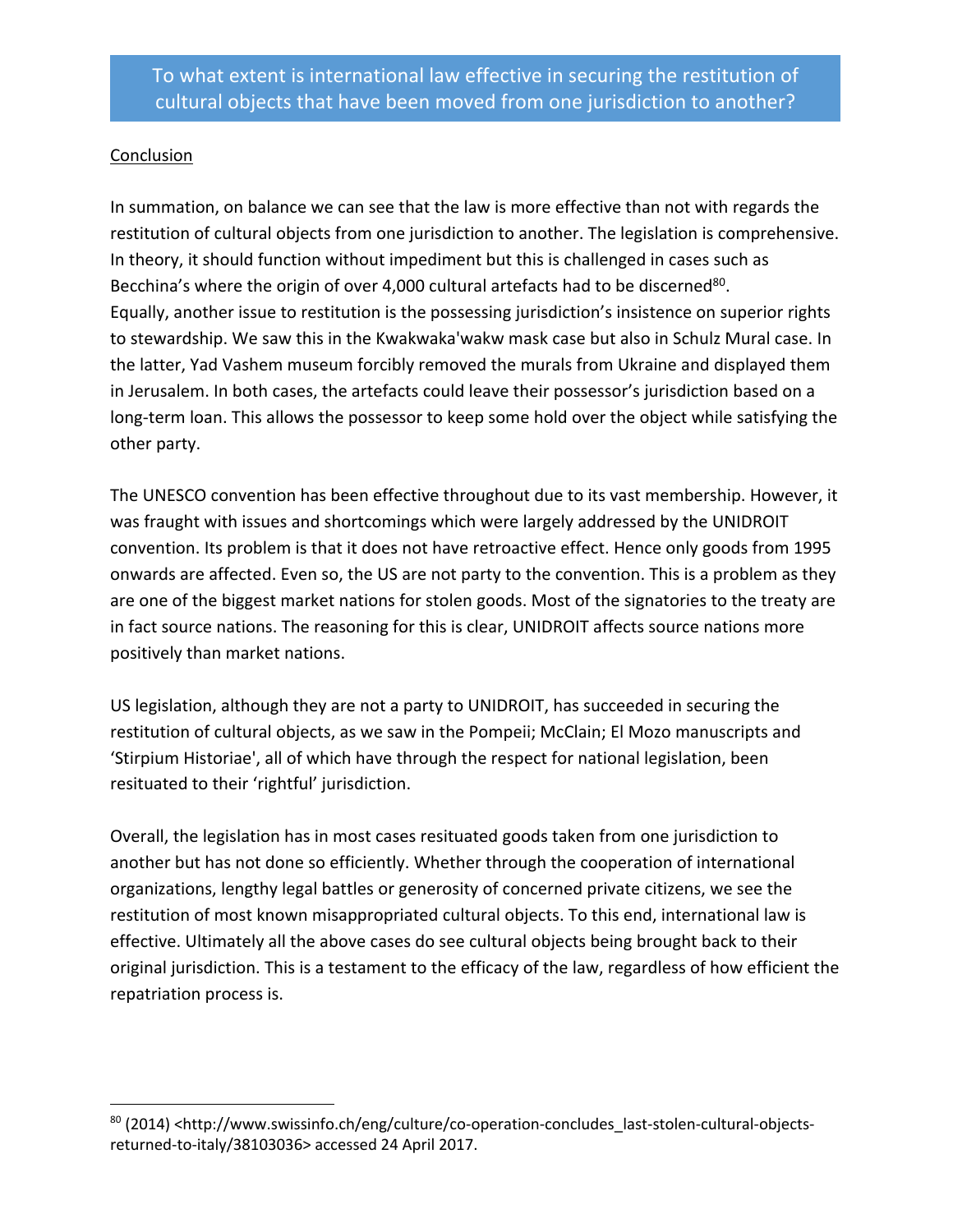To what extent is international law effective in securing the restitution of cultural objects that have been moved from one jurisdiction to another?

## Conclusion

In summation, on balance we can see that the law is more effective than not with regards the restitution of cultural objects from one jurisdiction to another. The legislation is comprehensive. In theory, it should function without impediment but this is challenged in cases such as Becchina's where the origin of over 4,000 cultural artefacts had to be discerned[80]. Equally, another issue to restitution is the possessing jurisdiction's insistence on superior rights to stewardship. We saw this in the Kwakwaka'wakw mask case but also in Schulz Mural case. In the latter, Yad Vashem museum forcibly removed the murals from Ukraine and displayed them in Jerusalem. In both cases, the artefacts could leave their possessor's jurisdiction based on a long-term loan. This allows the possessor to keep some hold over the object while satisfying the other party.

The UNESCO convention has been effective throughout due to its vast membership. However, it was fraught with issues and shortcomings which were largely addressed by the UNIDROIT convention. Its problem is that it does not have retroactive effect. Hence only goods from 1995 onwards are affected. Even so, the US are not party to the convention. This is a problem as they are one of the biggest market nations for stolen goods. Most of the signatories to the treaty are in fact source nations. The reasoning for this is clear, UNIDROIT affects source nations more positively than market nations.

US legislation, although they are not a party to UNIDROIT, has succeeded in securing the restitution of cultural objects, as we saw in the Pompeii; McClain; El Mozo manuscripts and 'Stirpium Historiae', all of which have through the respect for national legislation, been resituated to their 'rightful' jurisdiction.

Overall, the legislation has in most cases resituated goods taken from one jurisdiction to another but has not done so efficiently. Whether through the cooperation of international organizations, lengthy legal battles or generosity of concerned private citizens, we see the restitution of most known misappropriated cultural objects. To this end, international law is effective. Ultimately all the above cases do see cultural objects being brought back to their original jurisdiction. This is a testament to the efficacy of the law, regardless of how efficient the repatriation process is.

---

[80] (2014) <http://www.swissinfo.ch/eng/culture/co-operation-concludes_last-stolen-cultural-objects-returned-to-italy/38103036> accessed 24 April 2017.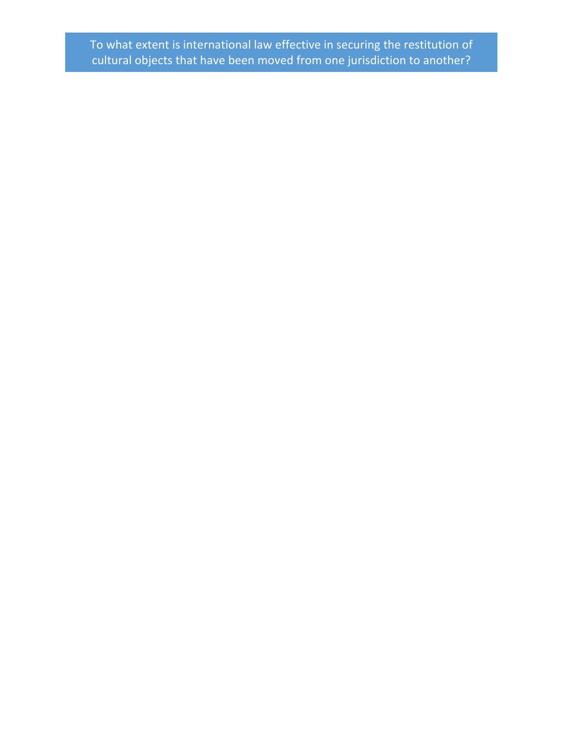To what extent is international law effective in securing the restitution of cultural objects that have been moved from one jurisdiction to another?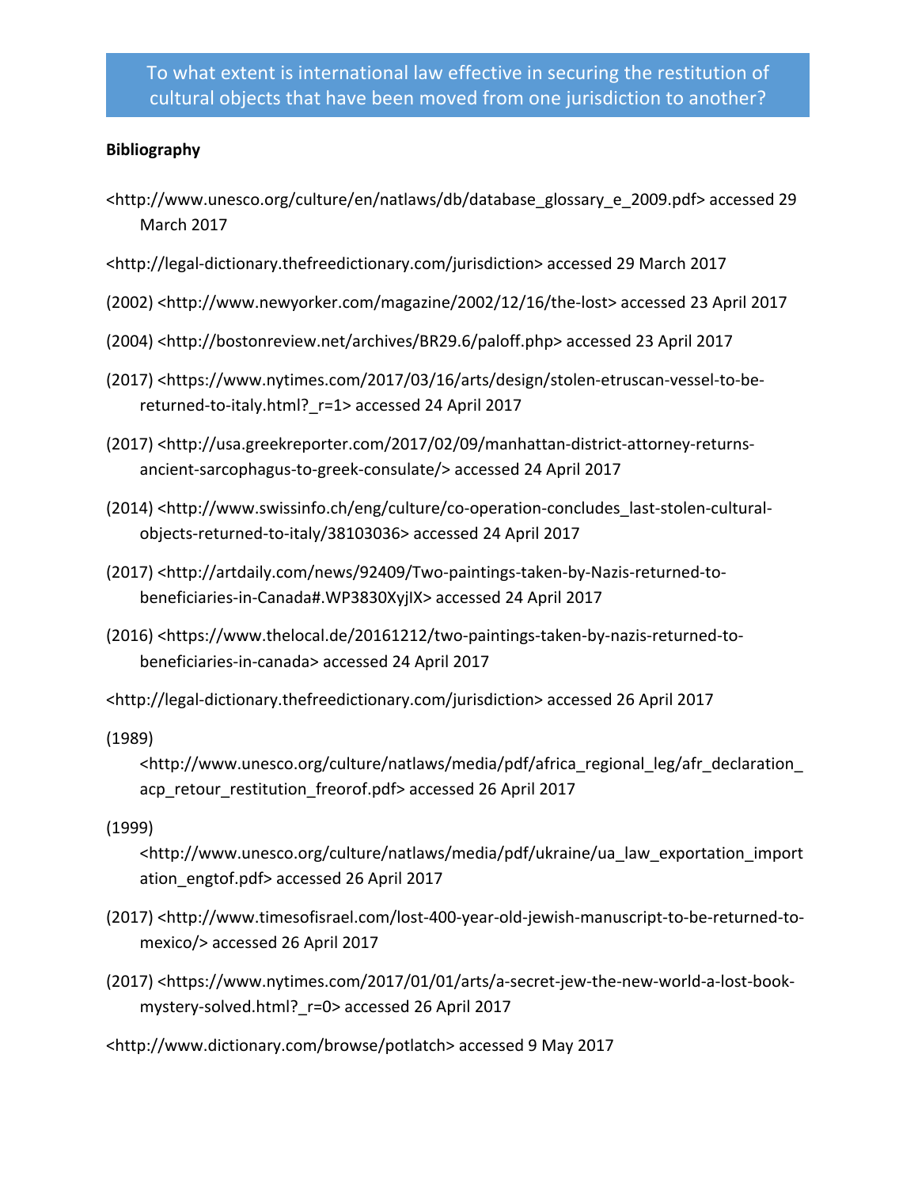To what extent is international law effective in securing the restitution of cultural objects that have been moved from one jurisdiction to another?

**Bibliography**

<http://www.unesco.org/culture/en/natlaws/db/database_glossary_e_2009.pdf> accessed 29 March 2017

<http://legal-dictionary.thefreedictionary.com/jurisdiction> accessed 29 March 2017

(2002) <http://www.newyorker.com/magazine/2002/12/16/the-lost> accessed 23 April 2017

(2004) <http://bostonreview.net/archives/BR29.6/paloff.php> accessed 23 April 2017

(2017) <https://www.nytimes.com/2017/03/16/arts/design/stolen-etruscan-vessel-to-be-returned-to-italy.html?_r=1> accessed 24 April 2017

(2017) <http://usa.greekreporter.com/2017/02/09/manhattan-district-attorney-returns-ancient-sarcophagus-to-greek-consulate/> accessed 24 April 2017

(2014) <http://www.swissinfo.ch/eng/culture/co-operation-concludes_last-stolen-cultural-objects-returned-to-italy/38103036> accessed 24 April 2017

(2017) <http://artdaily.com/news/92409/Two-paintings-taken-by-Nazis-returned-to-beneficiaries-in-Canada#.WP3830XyjIX> accessed 24 April 2017

(2016) <https://www.thelocal.de/20161212/two-paintings-taken-by-nazis-returned-to-beneficiaries-in-canada> accessed 24 April 2017

<http://legal-dictionary.thefreedictionary.com/jurisdiction> accessed 26 April 2017

(1989) <http://www.unesco.org/culture/natlaws/media/pdf/africa_regional_leg/afr_declaration_acp_retour_restitution_freorof.pdf> accessed 26 April 2017

(1999) <http://www.unesco.org/culture/natlaws/media/pdf/ukraine/ua_law_exportation_importation_engtof.pdf> accessed 26 April 2017

(2017) <http://www.timesofisrael.com/lost-400-year-old-jewish-manuscript-to-be-returned-to-mexico/> accessed 26 April 2017

(2017) <https://www.nytimes.com/2017/01/01/arts/a-secret-jew-the-new-world-a-lost-book-mystery-solved.html?_r=0> accessed 26 April 2017

<http://www.dictionary.com/browse/potlatch> accessed 9 May 2017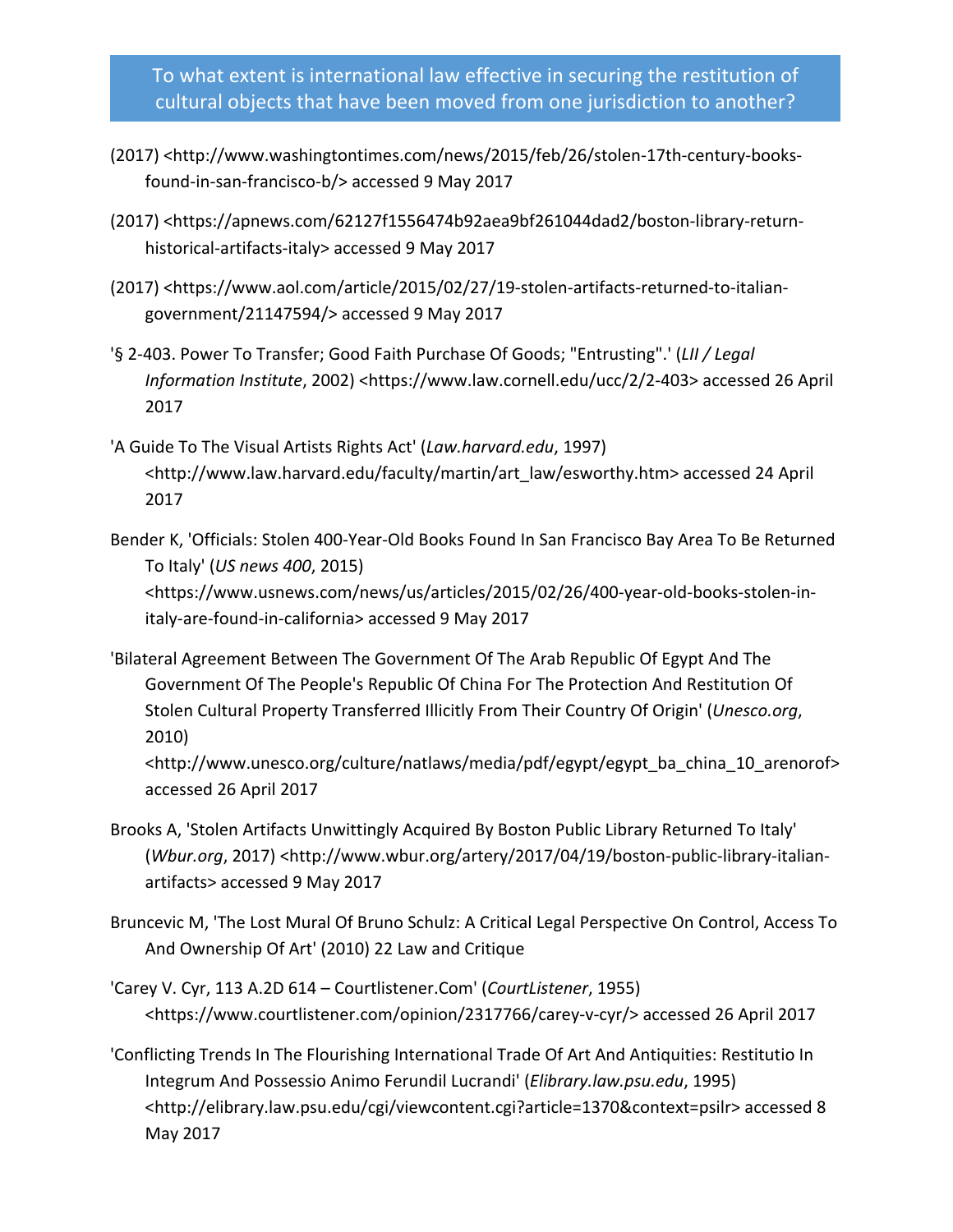To what extent is international law effective in securing the restitution of cultural objects that have been moved from one jurisdiction to another?

(2017) <http://www.washingtontimes.com/news/2015/feb/26/stolen-17th-century-books-found-in-san-francisco-b/> accessed 9 May 2017

(2017) <https://apnews.com/62127f1556474b92aea9bf261044dad2/boston-library-return-historical-artifacts-italy> accessed 9 May 2017

(2017) <https://www.aol.com/article/2015/02/27/19-stolen-artifacts-returned-to-italian-government/21147594/> accessed 9 May 2017

'§ 2-403. Power To Transfer; Good Faith Purchase Of Goods; "Entrusting".' (*LII / Legal Information Institute*, 2002) <https://www.law.cornell.edu/ucc/2/2-403> accessed 26 April 2017

'A Guide To The Visual Artists Rights Act' (*Law.harvard.edu*, 1997) <http://www.law.harvard.edu/faculty/martin/art_law/esworthy.htm> accessed 24 April 2017

Bender K, 'Officials: Stolen 400-Year-Old Books Found In San Francisco Bay Area To Be Returned To Italy' (*US news 400*, 2015) <https://www.usnews.com/news/us/articles/2015/02/26/400-year-old-books-stolen-in-italy-are-found-in-california> accessed 9 May 2017

'Bilateral Agreement Between The Government Of The Arab Republic Of Egypt And The Government Of The People's Republic Of China For The Protection And Restitution Of Stolen Cultural Property Transferred Illicitly From Their Country Of Origin' (*Unesco.org*, 2010) <http://www.unesco.org/culture/natlaws/media/pdf/egypt/egypt_ba_china_10_arenorof> accessed 26 April 2017

Brooks A, 'Stolen Artifacts Unwittingly Acquired By Boston Public Library Returned To Italy' (*Wbur.org*, 2017) <http://www.wbur.org/artery/2017/04/19/boston-public-library-italian-artifacts> accessed 9 May 2017

Bruncevic M, 'The Lost Mural Of Bruno Schulz: A Critical Legal Perspective On Control, Access To And Ownership Of Art' (2010) 22 Law and Critique

'Carey V. Cyr, 113 A.2D 614 – Courtlistener.Com' (*CourtListener*, 1955) <https://www.courtlistener.com/opinion/2317766/carey-v-cyr/> accessed 26 April 2017

'Conflicting Trends In The Flourishing International Trade Of Art And Antiquities: Restitutio In Integrum And Possessio Animo Ferundil Lucrandi' (*Elibrary.law.psu.edu*, 1995) <http://elibrary.law.psu.edu/cgi/viewcontent.cgi?article=1370&context=psilr> accessed 8 May 2017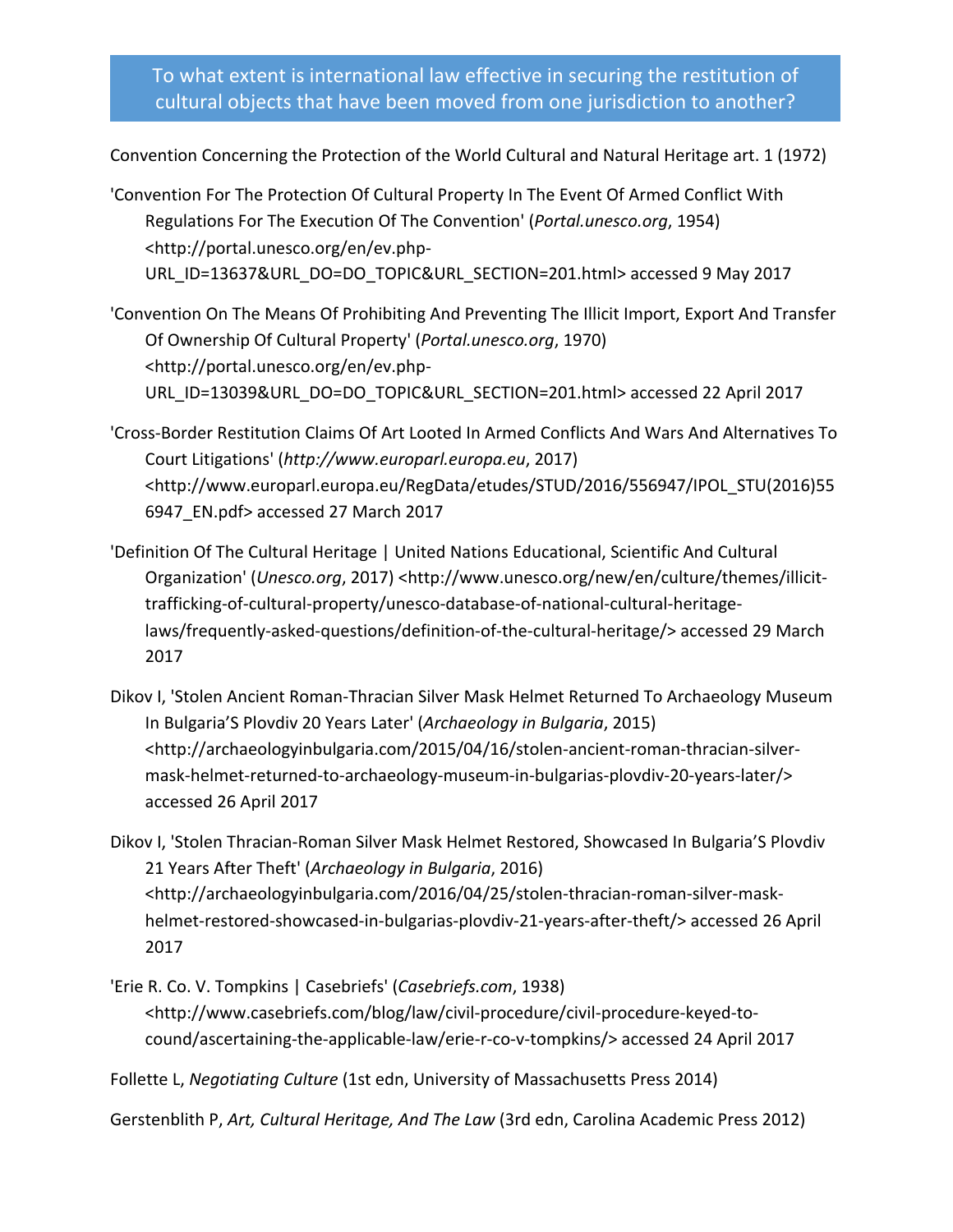To what extent is international law effective in securing the restitution of cultural objects that have been moved from one jurisdiction to another?

Convention Concerning the Protection of the World Cultural and Natural Heritage art. 1 (1972)

'Convention For The Protection Of Cultural Property In The Event Of Armed Conflict With Regulations For The Execution Of The Convention' (*Portal.unesco.org*, 1954) <http://portal.unesco.org/en/ev.php-URL_ID=13637&URL_DO=DO_TOPIC&URL_SECTION=201.html> accessed 9 May 2017

'Convention On The Means Of Prohibiting And Preventing The Illicit Import, Export And Transfer Of Ownership Of Cultural Property' (*Portal.unesco.org*, 1970) <http://portal.unesco.org/en/ev.php-URL_ID=13039&URL_DO=DO_TOPIC&URL_SECTION=201.html> accessed 22 April 2017

'Cross-Border Restitution Claims Of Art Looted In Armed Conflicts And Wars And Alternatives To Court Litigations' (*http://www.europarl.europa.eu*, 2017) <http://www.europarl.europa.eu/RegData/etudes/STUD/2016/556947/IPOL_STU(2016)556947_EN.pdf> accessed 27 March 2017

'Definition Of The Cultural Heritage | United Nations Educational, Scientific And Cultural Organization' (*Unesco.org*, 2017) <http://www.unesco.org/new/en/culture/themes/illicit-trafficking-of-cultural-property/unesco-database-of-national-cultural-heritage-laws/frequently-asked-questions/definition-of-the-cultural-heritage/> accessed 29 March 2017

Dikov I, 'Stolen Ancient Roman-Thracian Silver Mask Helmet Returned To Archaeology Museum In Bulgaria'S Plovdiv 20 Years Later' (*Archaeology in Bulgaria*, 2015) <http://archaeologyinbulgaria.com/2015/04/16/stolen-ancient-roman-thracian-silver-mask-helmet-returned-to-archaeology-museum-in-bulgarias-plovdiv-20-years-later/> accessed 26 April 2017

Dikov I, 'Stolen Thracian-Roman Silver Mask Helmet Restored, Showcased In Bulgaria'S Plovdiv 21 Years After Theft' (*Archaeology in Bulgaria*, 2016) <http://archaeologyinbulgaria.com/2016/04/25/stolen-thracian-roman-silver-mask-helmet-restored-showcased-in-bulgarias-plovdiv-21-years-after-theft/> accessed 26 April 2017

'Erie R. Co. V. Tompkins | Casebriefs' (*Casebriefs.com*, 1938) <http://www.casebriefs.com/blog/law/civil-procedure/civil-procedure-keyed-to-cound/ascertaining-the-applicable-law/erie-r-co-v-tompkins/> accessed 24 April 2017

Follette L, *Negotiating Culture* (1st edn, University of Massachusetts Press 2014)

Gerstenblith P, *Art, Cultural Heritage, And The Law* (3rd edn, Carolina Academic Press 2012)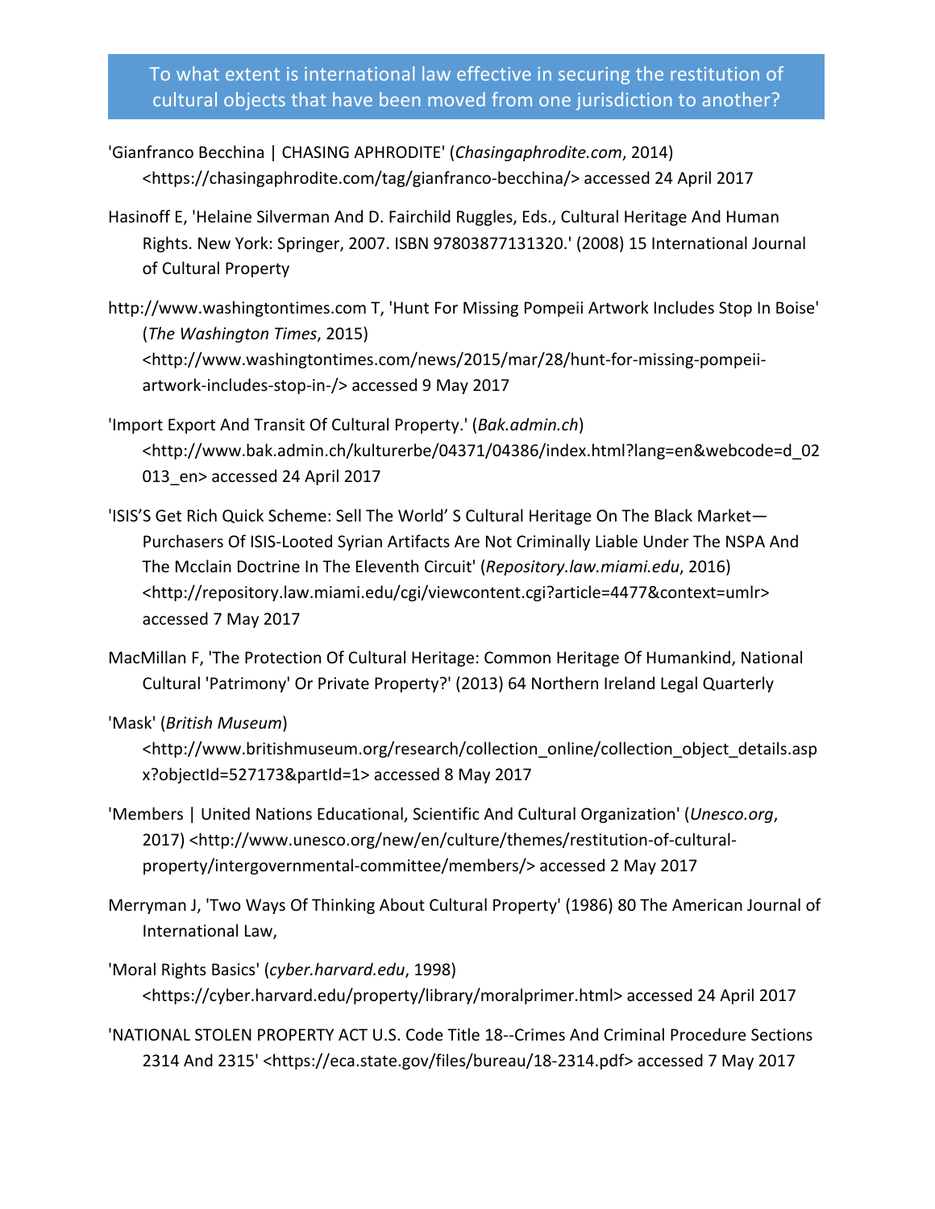To what extent is international law effective in securing the restitution of cultural objects that have been moved from one jurisdiction to another?

'Gianfranco Becchina | CHASING APHRODITE' (*Chasingaphrodite.com*, 2014) <https://chasingaphrodite.com/tag/gianfranco-becchina/> accessed 24 April 2017

Hasinoff E, 'Helaine Silverman And D. Fairchild Ruggles, Eds., Cultural Heritage And Human Rights. New York: Springer, 2007. ISBN 97803877131320.' (2008) 15 International Journal of Cultural Property

http://www.washingtontimes.com T, 'Hunt For Missing Pompeii Artwork Includes Stop In Boise' (*The Washington Times*, 2015) <http://www.washingtontimes.com/news/2015/mar/28/hunt-for-missing-pompeii-artwork-includes-stop-in-/> accessed 9 May 2017

'Import Export And Transit Of Cultural Property.' (*Bak.admin.ch*) <http://www.bak.admin.ch/kulturerbe/04371/04386/index.html?lang=en&webcode=d_02013_en> accessed 24 April 2017

'ISIS'S Get Rich Quick Scheme: Sell The World' S Cultural Heritage On The Black Market—Purchasers Of ISIS-Looted Syrian Artifacts Are Not Criminally Liable Under The NSPA And The Mcclain Doctrine In The Eleventh Circuit' (*Repository.law.miami.edu*, 2016) <http://repository.law.miami.edu/cgi/viewcontent.cgi?article=4477&context=umlr> accessed 7 May 2017

MacMillan F, 'The Protection Of Cultural Heritage: Common Heritage Of Humankind, National Cultural 'Patrimony' Or Private Property?' (2013) 64 Northern Ireland Legal Quarterly

'Mask' (*British Museum*) <http://www.britishmuseum.org/research/collection_online/collection_object_details.aspx?objectId=527173&partId=1> accessed 8 May 2017

'Members | United Nations Educational, Scientific And Cultural Organization' (*Unesco.org*, 2017) <http://www.unesco.org/new/en/culture/themes/restitution-of-cultural-property/intergovernmental-committee/members/> accessed 2 May 2017

Merryman J, 'Two Ways Of Thinking About Cultural Property' (1986) 80 The American Journal of International Law,

'Moral Rights Basics' (*cyber.harvard.edu*, 1998) <https://cyber.harvard.edu/property/library/moralprimer.html> accessed 24 April 2017

'NATIONAL STOLEN PROPERTY ACT U.S. Code Title 18--Crimes And Criminal Procedure Sections 2314 And 2315' <https://eca.state.gov/files/bureau/18-2314.pdf> accessed 7 May 2017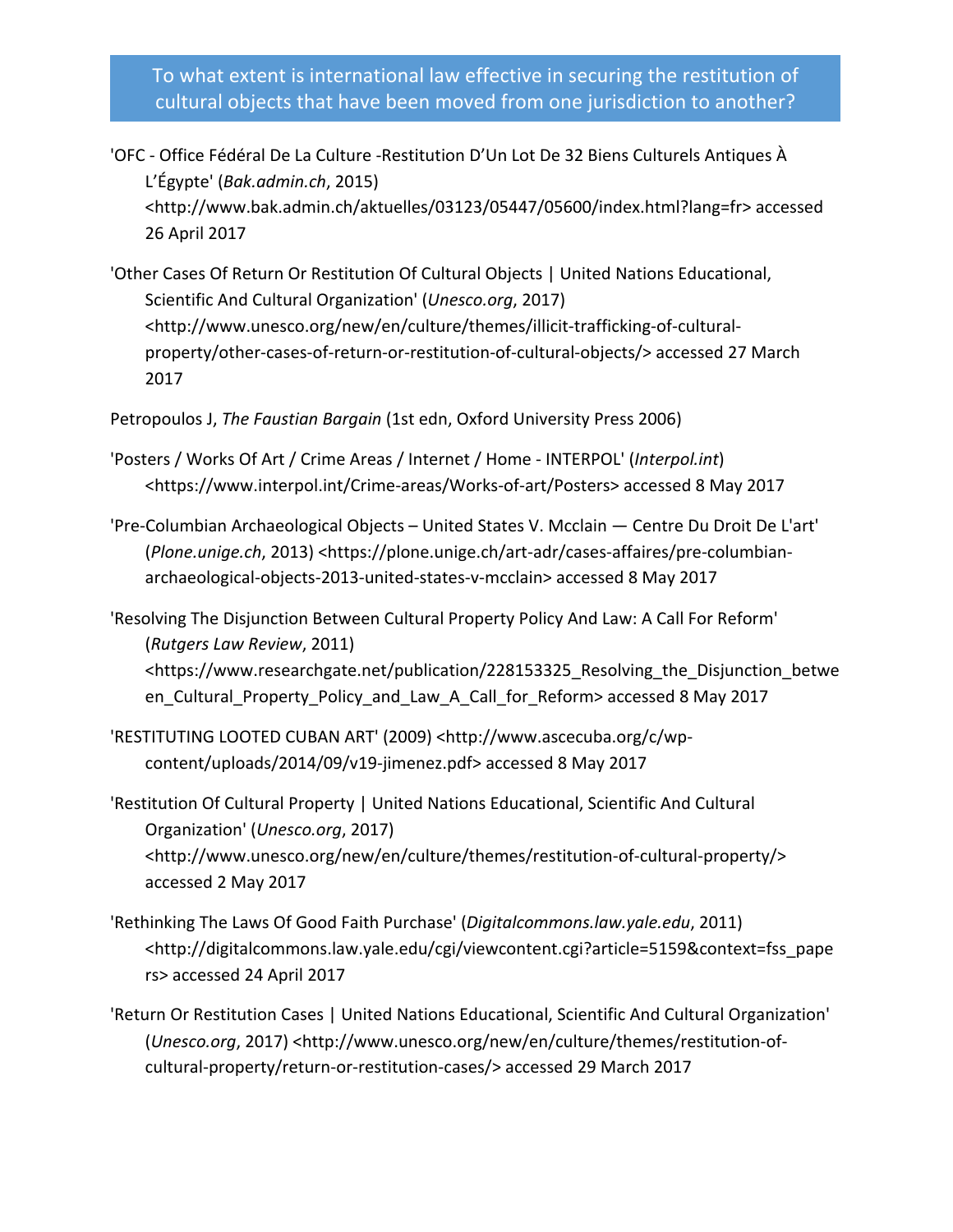To what extent is international law effective in securing the restitution of cultural objects that have been moved from one jurisdiction to another?

'OFC - Office Fédéral De La Culture -Restitution D'Un Lot De 32 Biens Culturels Antiques À L'Égypte' (*Bak.admin.ch*, 2015) <http://www.bak.admin.ch/aktuelles/03123/05447/05600/index.html?lang=fr> accessed 26 April 2017

'Other Cases Of Return Or Restitution Of Cultural Objects | United Nations Educational, Scientific And Cultural Organization' (*Unesco.org*, 2017) <http://www.unesco.org/new/en/culture/themes/illicit-trafficking-of-cultural-property/other-cases-of-return-or-restitution-of-cultural-objects/> accessed 27 March 2017

Petropoulos J, *The Faustian Bargain* (1st edn, Oxford University Press 2006)

'Posters / Works Of Art / Crime Areas / Internet / Home - INTERPOL' (*Interpol.int*) <https://www.interpol.int/Crime-areas/Works-of-art/Posters> accessed 8 May 2017

'Pre-Columbian Archaeological Objects – United States V. Mcclain — Centre Du Droit De L'art' (*Plone.unige.ch*, 2013) <https://plone.unige.ch/art-adr/cases-affaires/pre-columbian-archaeological-objects-2013-united-states-v-mcclain> accessed 8 May 2017

'Resolving The Disjunction Between Cultural Property Policy And Law: A Call For Reform' (*Rutgers Law Review*, 2011) <https://www.researchgate.net/publication/228153325_Resolving_the_Disjunction_between_Cultural_Property_Policy_and_Law_A_Call_for_Reform> accessed 8 May 2017

'RESTITUTING LOOTED CUBAN ART' (2009) <http://www.ascecuba.org/c/wp-content/uploads/2014/09/v19-jimenez.pdf> accessed 8 May 2017

'Restitution Of Cultural Property | United Nations Educational, Scientific And Cultural Organization' (*Unesco.org*, 2017) <http://www.unesco.org/new/en/culture/themes/restitution-of-cultural-property/> accessed 2 May 2017

'Rethinking The Laws Of Good Faith Purchase' (*Digitalcommons.law.yale.edu*, 2011) <http://digitalcommons.law.yale.edu/cgi/viewcontent.cgi?article=5159&context=fss_papers> accessed 24 April 2017

'Return Or Restitution Cases | United Nations Educational, Scientific And Cultural Organization' (*Unesco.org*, 2017) <http://www.unesco.org/new/en/culture/themes/restitution-of-cultural-property/return-or-restitution-cases/> accessed 29 March 2017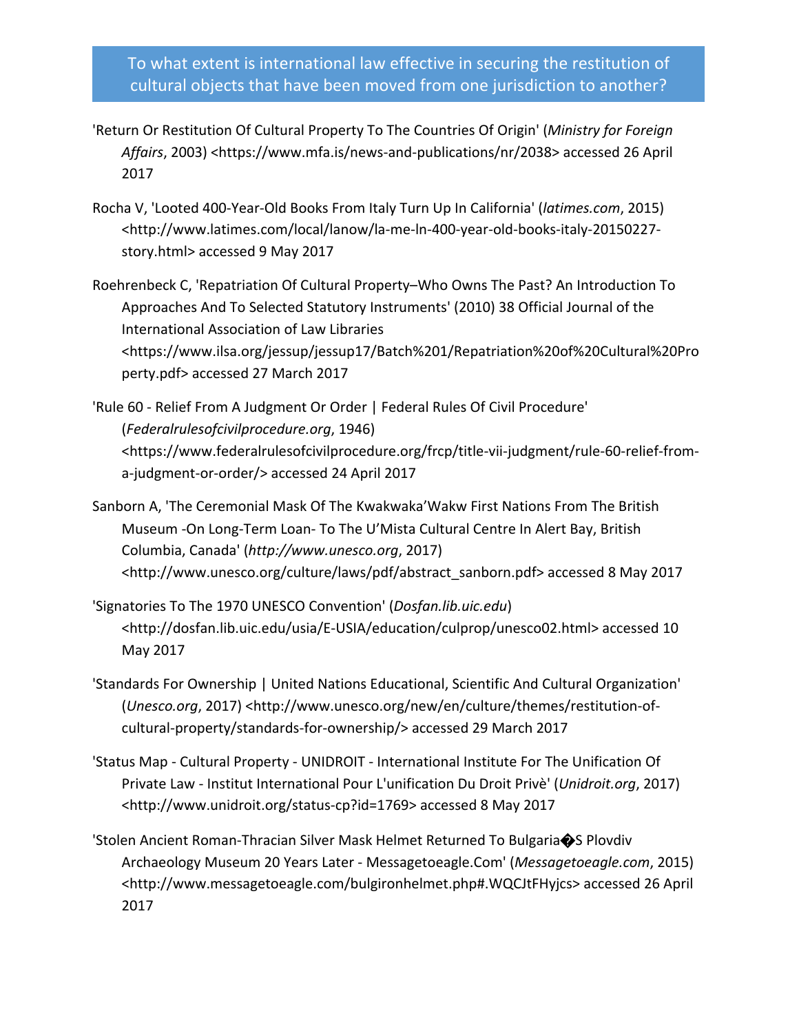To what extent is international law effective in securing the restitution of cultural objects that have been moved from one jurisdiction to another?

'Return Or Restitution Of Cultural Property To The Countries Of Origin' (*Ministry for Foreign Affairs*, 2003) <https://www.mfa.is/news-and-publications/nr/2038> accessed 26 April 2017

Rocha V, 'Looted 400-Year-Old Books From Italy Turn Up In California' (*latimes.com*, 2015) <http://www.latimes.com/local/lanow/la-me-ln-400-year-old-books-italy-20150227-story.html> accessed 9 May 2017

Roehrenbeck C, 'Repatriation Of Cultural Property–Who Owns The Past? An Introduction To Approaches And To Selected Statutory Instruments' (2010) 38 Official Journal of the International Association of Law Libraries <https://www.ilsa.org/jessup/jessup17/Batch%201/Repatriation%20of%20Cultural%20Property.pdf> accessed 27 March 2017

'Rule 60 - Relief From A Judgment Or Order | Federal Rules Of Civil Procedure' (*Federalrulesofcivilprocedure.org*, 1946) <https://www.federalrulesofcivilprocedure.org/frcp/title-vii-judgment/rule-60-relief-from-a-judgment-or-order/> accessed 24 April 2017

Sanborn A, 'The Ceremonial Mask Of The Kwakwaka'Wakw First Nations From The British Museum -On Long-Term Loan- To The U'Mista Cultural Centre In Alert Bay, British Columbia, Canada' (*http://www.unesco.org*, 2017) <http://www.unesco.org/culture/laws/pdf/abstract_sanborn.pdf> accessed 8 May 2017

'Signatories To The 1970 UNESCO Convention' (*Dosfan.lib.uic.edu*) <http://dosfan.lib.uic.edu/usia/E-USIA/education/culprop/unesco02.html> accessed 10 May 2017

'Standards For Ownership | United Nations Educational, Scientific And Cultural Organization' (*Unesco.org*, 2017) <http://www.unesco.org/new/en/culture/themes/restitution-of-cultural-property/standards-for-ownership/> accessed 29 March 2017

'Status Map - Cultural Property - UNIDROIT - International Institute For The Unification Of Private Law - Institut International Pour L'unification Du Droit Privè' (*Unidroit.org*, 2017) <http://www.unidroit.org/status-cp?id=1769> accessed 8 May 2017

'Stolen Ancient Roman-Thracian Silver Mask Helmet Returned To Bulgaria�S Plovdiv Archaeology Museum 20 Years Later - Messagetoeagle.Com' (*Messagetoeagle.com*, 2015) <http://www.messagetoeagle.com/bulgironhelmet.php#.WQCJtFHyjcs> accessed 26 April 2017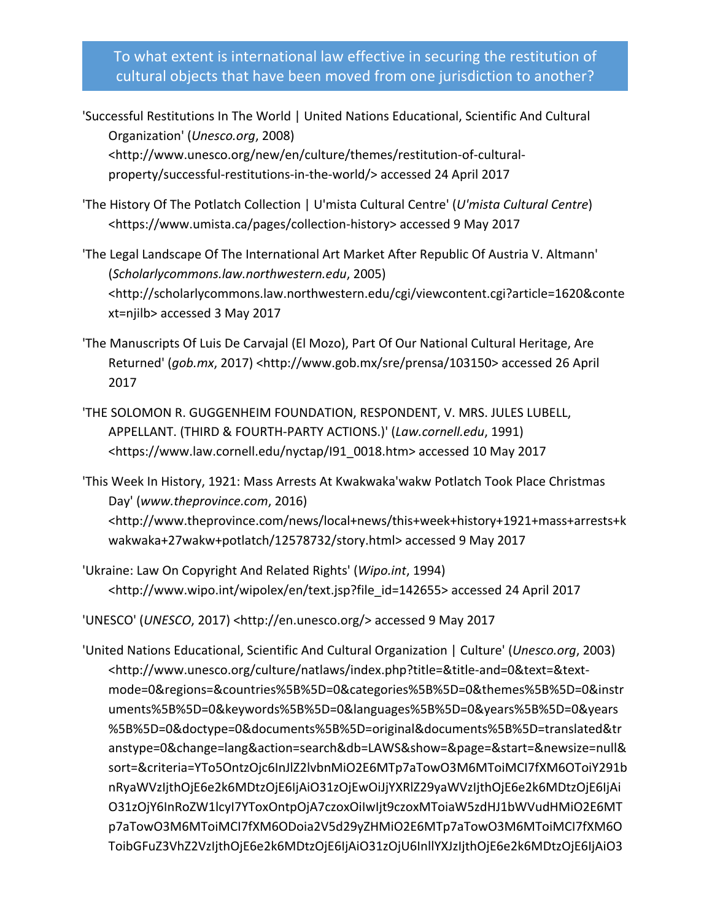'Successful Restitutions In The World | United Nations Educational, Scientific And Cultural Organization' (*Unesco.org*, 2008) <http://www.unesco.org/new/en/culture/themes/restitution-of-cultural-property/successful-restitutions-in-the-world/> accessed 24 April 2017

'The History Of The Potlatch Collection | U'mista Cultural Centre' (*U'mista Cultural Centre*) <https://www.umista.ca/pages/collection-history> accessed 9 May 2017

'The Legal Landscape Of The International Art Market After Republic Of Austria V. Altmann' (*Scholarlycommons.law.northwestern.edu*, 2005) <http://scholarlycommons.law.northwestern.edu/cgi/viewcontent.cgi?article=1620&context=njilb> accessed 3 May 2017

'The Manuscripts Of Luis De Carvajal (El Mozo), Part Of Our National Cultural Heritage, Are Returned' (*gob.mx*, 2017) <http://www.gob.mx/sre/prensa/103150> accessed 26 April 2017

'THE SOLOMON R. GUGGENHEIM FOUNDATION, RESPONDENT, V. MRS. JULES LUBELL, APPELLANT. (THIRD & FOURTH-PARTY ACTIONS.)' (*Law.cornell.edu*, 1991) <https://www.law.cornell.edu/nyctap/I91_0018.htm> accessed 10 May 2017

'This Week In History, 1921: Mass Arrests At Kwakwaka'wakw Potlatch Took Place Christmas Day' (*www.theprovince.com*, 2016) <http://www.theprovince.com/news/local+news/this+week+history+1921+mass+arrests+kwakwaka+27wakw+potlatch/12578732/story.html> accessed 9 May 2017

'Ukraine: Law On Copyright And Related Rights' (*Wipo.int*, 1994) <http://www.wipo.int/wipolex/en/text.jsp?file_id=142655> accessed 24 April 2017

'UNESCO' (*UNESCO*, 2017) <http://en.unesco.org/> accessed 9 May 2017

'United Nations Educational, Scientific And Cultural Organization | Culture' (*Unesco.org*, 2003) <http://www.unesco.org/culture/natlaws/index.php?title=&title-and=0&text=&text-mode=0&regions=&countries%5B%5D=0&categories%5B%5D=0&themes%5B%5D=0&instruments%5B%5D=0&keywords%5B%5D=0&languages%5B%5D=0&years%5B%5D=0&years%5B%5D=0&doctype=0&documents%5B%5D=original&documents%5B%5D=translated&transtype=0&change=lang&action=search&db=LAWS&show=&page=&start=&newsize=null&sort=&criteria=YTo5OntzOjc6InJlZ2lvbnMiO2E6MTp7aTowO3M6MToiMCI7fXM6OToiY291bnRyaWVzIjthOjE6e2k6MDtzOjE6IjAiO31zOjEwOiJjYXRlZ29yaWVzIjthOjE6e2k6MDtzOjE6IjAiO31zOjY6InRoZW1lcyI7YToxOntpOjA7czoxOiIwIjt9czoxMToiaW5zdHJ1bWVudHMiO2E6MTp7aTowO3M6MToiMCI7fXM6ODoia2V5d29yZHMiO2E6MTp7aTowO3M6MToiMCI7fXM6OToibGFuZ3VhZ2VzIjthOjE6e2k6MDtzOjE6IjAiO31zOjU6InllYXJzIjthOjE6e2k6MDtzOjE6IjAiO3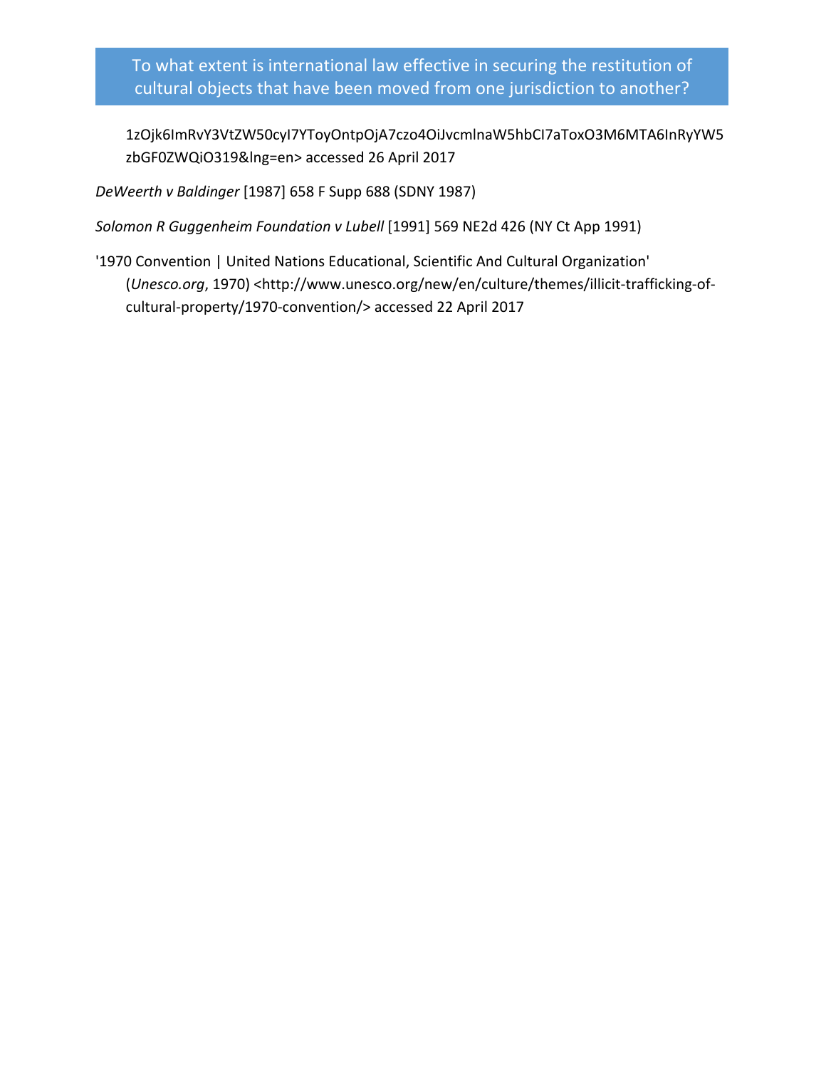1zOjk6ImRvY3VtZW50cyI7YToyOntpOjA7czo4OiJvcmlnaW5hbCI7aToxO3M6MTA6InRyYW5zbGF0ZWQiO319&lng=en> accessed 26 April 2017

*DeWeerth v Baldinger* [1987] 658 F Supp 688 (SDNY 1987)

*Solomon R Guggenheim Foundation v Lubell* [1991] 569 NE2d 426 (NY Ct App 1991)

'1970 Convention | United Nations Educational, Scientific And Cultural Organization' (*Unesco.org*, 1970) <http://www.unesco.org/new/en/culture/themes/illicit-trafficking-of-cultural-property/1970-convention/> accessed 22 April 2017